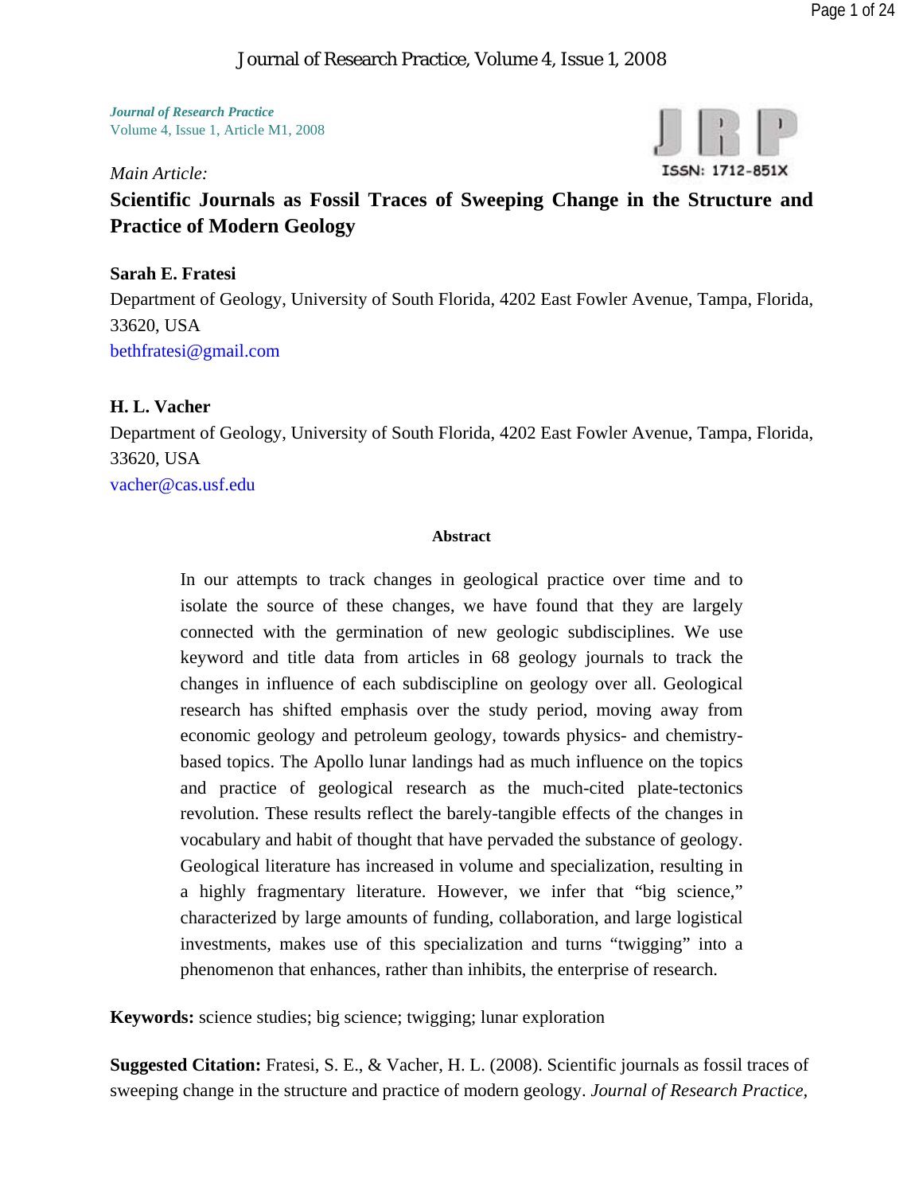*Journal of Research Practice*
Volume 4, Issue 1, Article M1, 2008

*Main Article:*

# Scientific Journals as Fossil Traces of Sweeping Change in the Structure and Practice of Modern Geology

**Sarah E. Fratesi**
Department of Geology, University of South Florida, 4202 East Fowler Avenue, Tampa, Florida, 33620, USA
bethfratesi@gmail.com

**H. L. Vacher**
Department of Geology, University of South Florida, 4202 East Fowler Avenue, Tampa, Florida, 33620, USA
vacher@cas.usf.edu

## Abstract

In our attempts to track changes in geological practice over time and to isolate the source of these changes, we have found that they are largely connected with the germination of new geologic subdisciplines. We use keyword and title data from articles in 68 geology journals to track the changes in influence of each subdiscipline on geology over all. Geological research has shifted emphasis over the study period, moving away from economic geology and petroleum geology, towards physics- and chemistry-based topics. The Apollo lunar landings had as much influence on the topics and practice of geological research as the much-cited plate-tectonics revolution. These results reflect the barely-tangible effects of the changes in vocabulary and habit of thought that have pervaded the substance of geology. Geological literature has increased in volume and specialization, resulting in a highly fragmentary literature. However, we infer that "big science," characterized by large amounts of funding, collaboration, and large logistical investments, makes use of this specialization and turns "twigging" into a phenomenon that enhances, rather than inhibits, the enterprise of research.

**Keywords:** science studies; big science; twigging; lunar exploration

**Suggested Citation:** Fratesi, S. E., & Vacher, H. L. (2008). Scientific journals as fossil traces of sweeping change in the structure and practice of modern geology. *Journal of Research Practice,*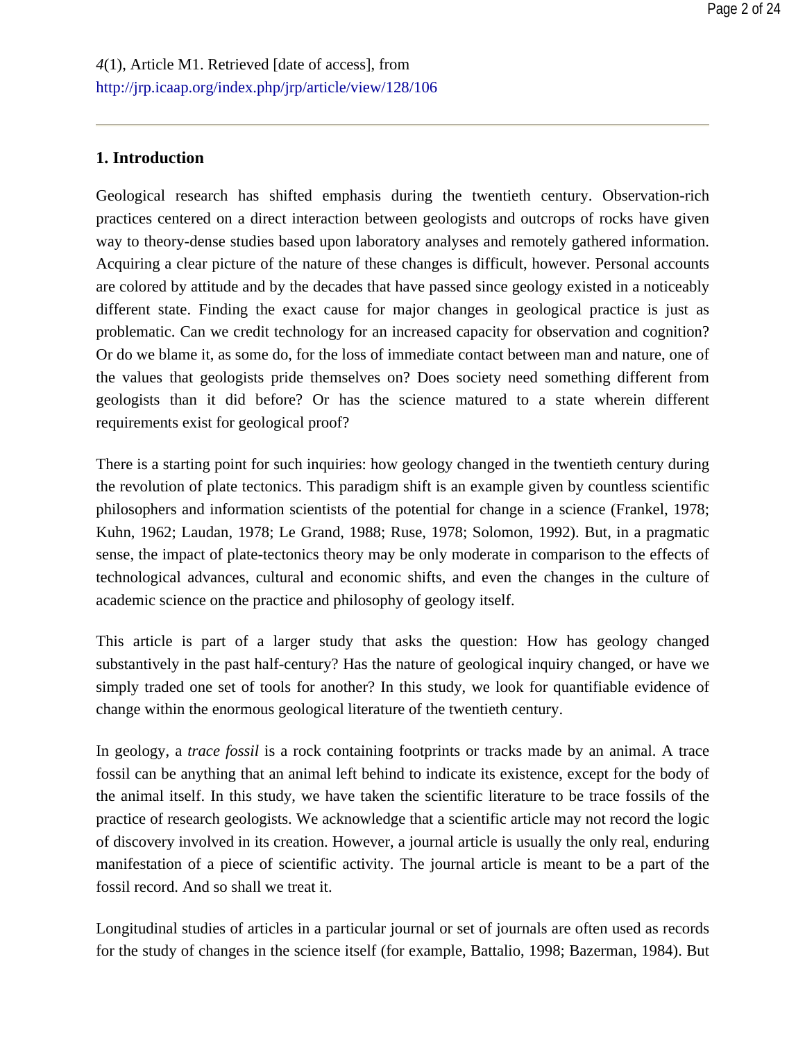*4*(1), Article M1. Retrieved [date of access], from http://jrp.icaap.org/index.php/jrp/article/view/128/106

---

## 1. Introduction

Geological research has shifted emphasis during the twentieth century. Observation-rich practices centered on a direct interaction between geologists and outcrops of rocks have given way to theory-dense studies based upon laboratory analyses and remotely gathered information. Acquiring a clear picture of the nature of these changes is difficult, however. Personal accounts are colored by attitude and by the decades that have passed since geology existed in a noticeably different state. Finding the exact cause for major changes in geological practice is just as problematic. Can we credit technology for an increased capacity for observation and cognition? Or do we blame it, as some do, for the loss of immediate contact between man and nature, one of the values that geologists pride themselves on? Does society need something different from geologists than it did before? Or has the science matured to a state wherein different requirements exist for geological proof?

There is a starting point for such inquiries: how geology changed in the twentieth century during the revolution of plate tectonics. This paradigm shift is an example given by countless scientific philosophers and information scientists of the potential for change in a science (Frankel, 1978; Kuhn, 1962; Laudan, 1978; Le Grand, 1988; Ruse, 1978; Solomon, 1992). But, in a pragmatic sense, the impact of plate-tectonics theory may be only moderate in comparison to the effects of technological advances, cultural and economic shifts, and even the changes in the culture of academic science on the practice and philosophy of geology itself.

This article is part of a larger study that asks the question: How has geology changed substantively in the past half-century? Has the nature of geological inquiry changed, or have we simply traded one set of tools for another? In this study, we look for quantifiable evidence of change within the enormous geological literature of the twentieth century.

In geology, a *trace fossil* is a rock containing footprints or tracks made by an animal. A trace fossil can be anything that an animal left behind to indicate its existence, except for the body of the animal itself. In this study, we have taken the scientific literature to be trace fossils of the practice of research geologists. We acknowledge that a scientific article may not record the logic of discovery involved in its creation. However, a journal article is usually the only real, enduring manifestation of a piece of scientific activity. The journal article is meant to be a part of the fossil record. And so shall we treat it.

Longitudinal studies of articles in a particular journal or set of journals are often used as records for the study of changes in the science itself (for example, Battalio, 1998; Bazerman, 1984). But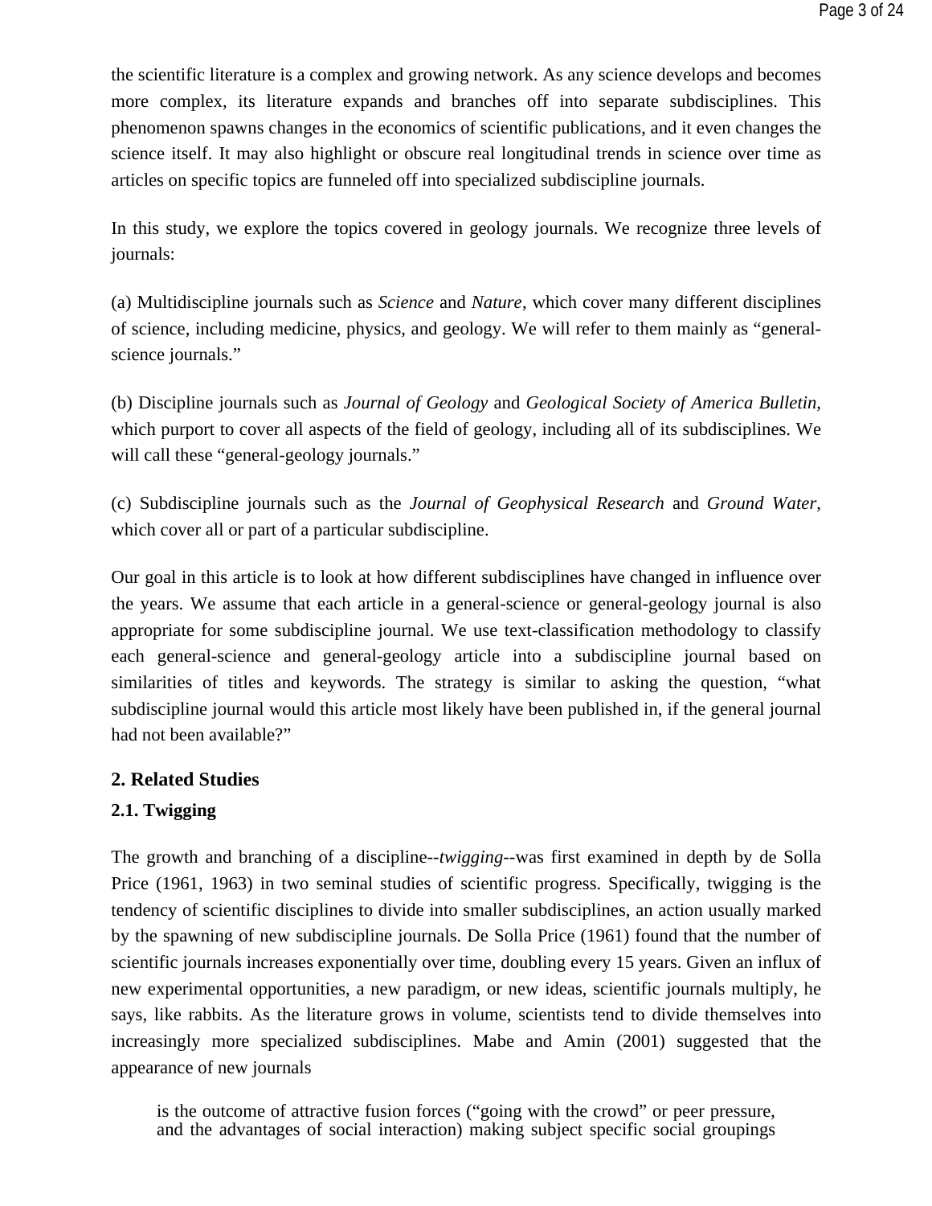the scientific literature is a complex and growing network. As any science develops and becomes more complex, its literature expands and branches off into separate subdisciplines. This phenomenon spawns changes in the economics of scientific publications, and it even changes the science itself. It may also highlight or obscure real longitudinal trends in science over time as articles on specific topics are funneled off into specialized subdiscipline journals.

In this study, we explore the topics covered in geology journals. We recognize three levels of journals:

(a) Multidiscipline journals such as *Science* and *Nature*, which cover many different disciplines of science, including medicine, physics, and geology. We will refer to them mainly as "general-science journals."

(b) Discipline journals such as *Journal of Geology* and *Geological Society of America Bulletin*, which purport to cover all aspects of the field of geology, including all of its subdisciplines. We will call these "general-geology journals."

(c) Subdiscipline journals such as the *Journal of Geophysical Research* and *Ground Water*, which cover all or part of a particular subdiscipline.

Our goal in this article is to look at how different subdisciplines have changed in influence over the years. We assume that each article in a general-science or general-geology journal is also appropriate for some subdiscipline journal. We use text-classification methodology to classify each general-science and general-geology article into a subdiscipline journal based on similarities of titles and keywords. The strategy is similar to asking the question, "what subdiscipline journal would this article most likely have been published in, if the general journal had not been available?"

## 2. Related Studies

### 2.1. Twigging

The growth and branching of a discipline--*twigging*--was first examined in depth by de Solla Price (1961, 1963) in two seminal studies of scientific progress. Specifically, twigging is the tendency of scientific disciplines to divide into smaller subdisciplines, an action usually marked by the spawning of new subdiscipline journals. De Solla Price (1961) found that the number of scientific journals increases exponentially over time, doubling every 15 years. Given an influx of new experimental opportunities, a new paradigm, or new ideas, scientific journals multiply, he says, like rabbits. As the literature grows in volume, scientists tend to divide themselves into increasingly more specialized subdisciplines. Mabe and Amin (2001) suggested that the appearance of new journals

> is the outcome of attractive fusion forces ("going with the crowd" or peer pressure, and the advantages of social interaction) making subject specific social groupings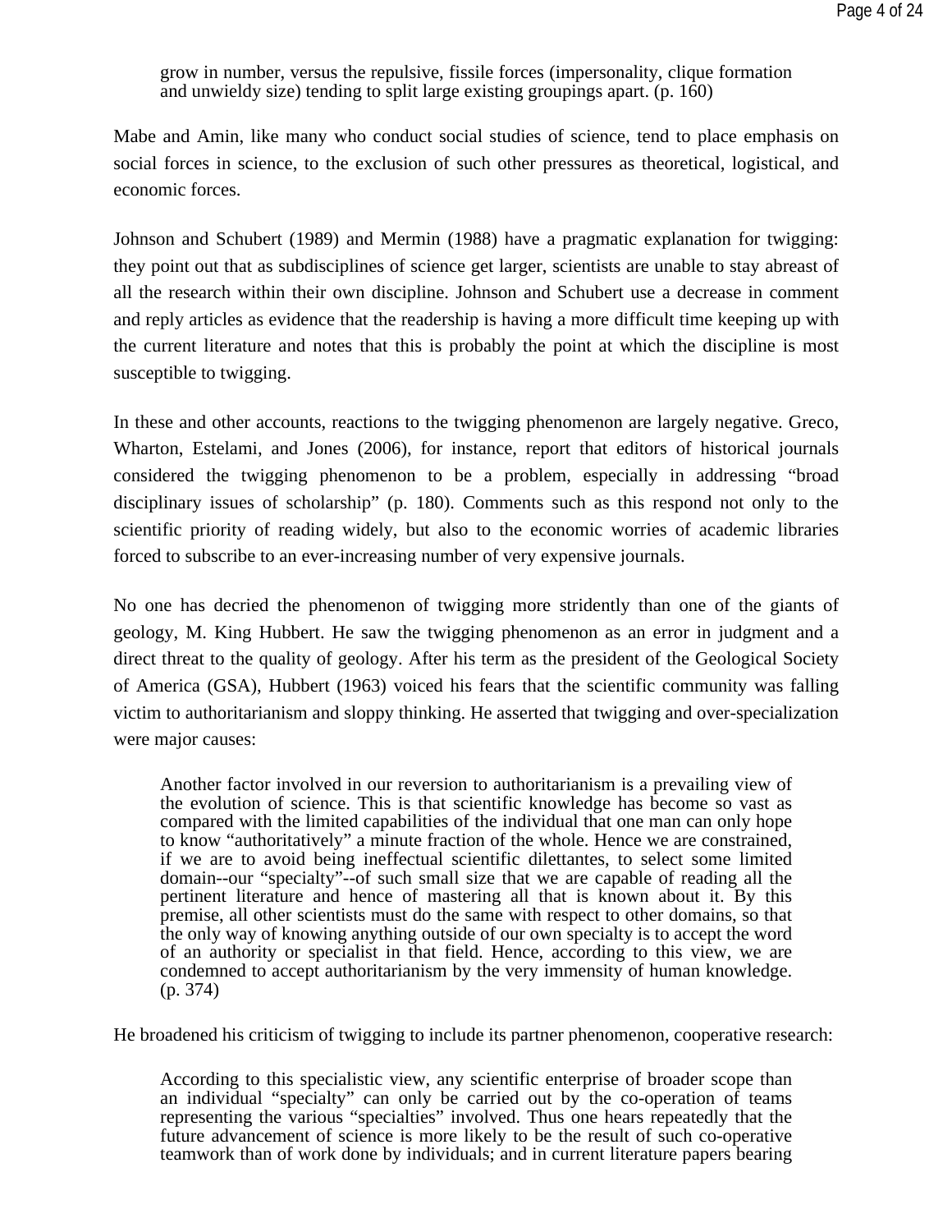> grow in number, versus the repulsive, fissile forces (impersonality, clique formation and unwieldy size) tending to split large existing groupings apart. (p. 160)

Mabe and Amin, like many who conduct social studies of science, tend to place emphasis on social forces in science, to the exclusion of such other pressures as theoretical, logistical, and economic forces.

Johnson and Schubert (1989) and Mermin (1988) have a pragmatic explanation for twigging: they point out that as subdisciplines of science get larger, scientists are unable to stay abreast of all the research within their own discipline. Johnson and Schubert use a decrease in comment and reply articles as evidence that the readership is having a more difficult time keeping up with the current literature and notes that this is probably the point at which the discipline is most susceptible to twigging.

In these and other accounts, reactions to the twigging phenomenon are largely negative. Greco, Wharton, Estelami, and Jones (2006), for instance, report that editors of historical journals considered the twigging phenomenon to be a problem, especially in addressing "broad disciplinary issues of scholarship" (p. 180). Comments such as this respond not only to the scientific priority of reading widely, but also to the economic worries of academic libraries forced to subscribe to an ever-increasing number of very expensive journals.

No one has decried the phenomenon of twigging more stridently than one of the giants of geology, M. King Hubbert. He saw the twigging phenomenon as an error in judgment and a direct threat to the quality of geology. After his term as the president of the Geological Society of America (GSA), Hubbert (1963) voiced his fears that the scientific community was falling victim to authoritarianism and sloppy thinking. He asserted that twigging and over-specialization were major causes:

> Another factor involved in our reversion to authoritarianism is a prevailing view of the evolution of science. This is that scientific knowledge has become so vast as compared with the limited capabilities of the individual that one man can only hope to know "authoritatively" a minute fraction of the whole. Hence we are constrained, if we are to avoid being ineffectual scientific dilettantes, to select some limited domain--our "specialty"--of such small size that we are capable of reading all the pertinent literature and hence of mastering all that is known about it. By this premise, all other scientists must do the same with respect to other domains, so that the only way of knowing anything outside of our own specialty is to accept the word of an authority or specialist in that field. Hence, according to this view, we are condemned to accept authoritarianism by the very immensity of human knowledge. (p. 374)

He broadened his criticism of twigging to include its partner phenomenon, cooperative research:

> According to this specialistic view, any scientific enterprise of broader scope than an individual "specialty" can only be carried out by the co-operation of teams representing the various "specialties" involved. Thus one hears repeatedly that the future advancement of science is more likely to be the result of such co-operative teamwork than of work done by individuals; and in current literature papers bearing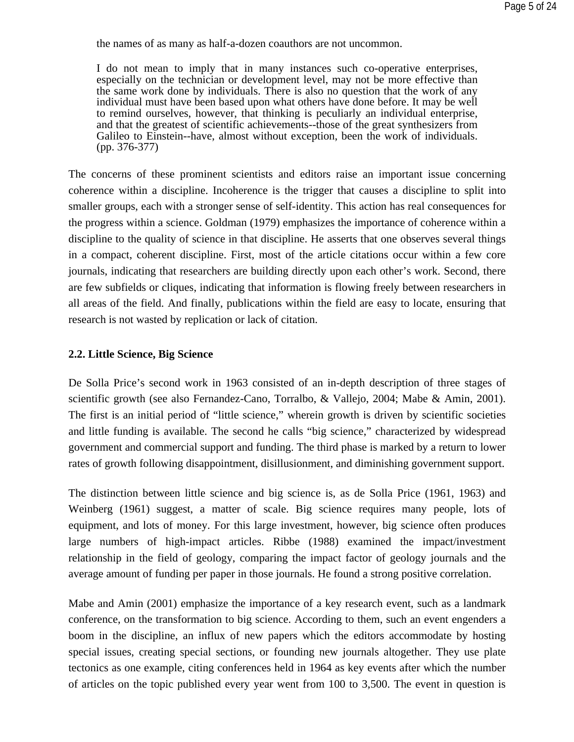> the names of as many as half-a-dozen coauthors are not uncommon.
>
> I do not mean to imply that in many instances such co-operative enterprises, especially on the technician or development level, may not be more effective than the same work done by individuals. There is also no question that the work of any individual must have been based upon what others have done before. It may be well to remind ourselves, however, that thinking is peculiarly an individual enterprise, and that the greatest of scientific achievements--those of the great synthesizers from Galileo to Einstein--have, almost without exception, been the work of individuals. (pp. 376-377)

The concerns of these prominent scientists and editors raise an important issue concerning coherence within a discipline. Incoherence is the trigger that causes a discipline to split into smaller groups, each with a stronger sense of self-identity. This action has real consequences for the progress within a science. Goldman (1979) emphasizes the importance of coherence within a discipline to the quality of science in that discipline. He asserts that one observes several things in a compact, coherent discipline. First, most of the article citations occur within a few core journals, indicating that researchers are building directly upon each other's work. Second, there are few subfields or cliques, indicating that information is flowing freely between researchers in all areas of the field. And finally, publications within the field are easy to locate, ensuring that research is not wasted by replication or lack of citation.

### 2.2. Little Science, Big Science

De Solla Price's second work in 1963 consisted of an in-depth description of three stages of scientific growth (see also Fernandez-Cano, Torralbo, & Vallejo, 2004; Mabe & Amin, 2001). The first is an initial period of "little science," wherein growth is driven by scientific societies and little funding is available. The second he calls "big science," characterized by widespread government and commercial support and funding. The third phase is marked by a return to lower rates of growth following disappointment, disillusionment, and diminishing government support.

The distinction between little science and big science is, as de Solla Price (1961, 1963) and Weinberg (1961) suggest, a matter of scale. Big science requires many people, lots of equipment, and lots of money. For this large investment, however, big science often produces large numbers of high-impact articles. Ribbe (1988) examined the impact/investment relationship in the field of geology, comparing the impact factor of geology journals and the average amount of funding per paper in those journals. He found a strong positive correlation.

Mabe and Amin (2001) emphasize the importance of a key research event, such as a landmark conference, on the transformation to big science. According to them, such an event engenders a boom in the discipline, an influx of new papers which the editors accommodate by hosting special issues, creating special sections, or founding new journals altogether. They use plate tectonics as one example, citing conferences held in 1964 as key events after which the number of articles on the topic published every year went from 100 to 3,500. The event in question is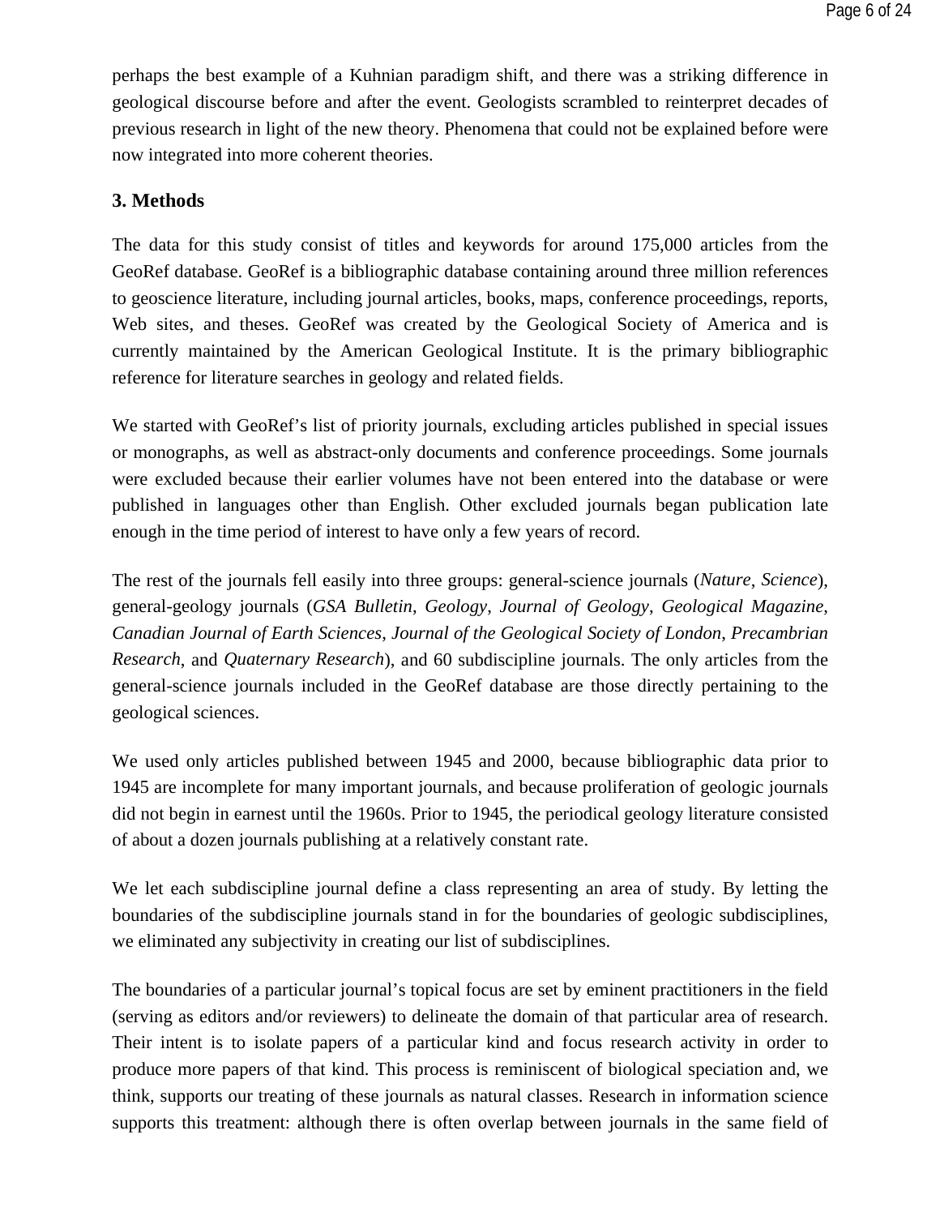perhaps the best example of a Kuhnian paradigm shift, and there was a striking difference in geological discourse before and after the event. Geologists scrambled to reinterpret decades of previous research in light of the new theory. Phenomena that could not be explained before were now integrated into more coherent theories.

## 3. Methods

The data for this study consist of titles and keywords for around 175,000 articles from the GeoRef database. GeoRef is a bibliographic database containing around three million references to geoscience literature, including journal articles, books, maps, conference proceedings, reports, Web sites, and theses. GeoRef was created by the Geological Society of America and is currently maintained by the American Geological Institute. It is the primary bibliographic reference for literature searches in geology and related fields.

We started with GeoRef's list of priority journals, excluding articles published in special issues or monographs, as well as abstract-only documents and conference proceedings. Some journals were excluded because their earlier volumes have not been entered into the database or were published in languages other than English. Other excluded journals began publication late enough in the time period of interest to have only a few years of record.

The rest of the journals fell easily into three groups: general-science journals (*Nature*, *Science*), general-geology journals (*GSA Bulletin*, *Geology*, *Journal of Geology*, *Geological Magazine*, *Canadian Journal of Earth Sciences*, *Journal of the Geological Society of London*, *Precambrian Research*, and *Quaternary Research*), and 60 subdiscipline journals. The only articles from the general-science journals included in the GeoRef database are those directly pertaining to the geological sciences.

We used only articles published between 1945 and 2000, because bibliographic data prior to 1945 are incomplete for many important journals, and because proliferation of geologic journals did not begin in earnest until the 1960s. Prior to 1945, the periodical geology literature consisted of about a dozen journals publishing at a relatively constant rate.

We let each subdiscipline journal define a class representing an area of study. By letting the boundaries of the subdiscipline journals stand in for the boundaries of geologic subdisciplines, we eliminated any subjectivity in creating our list of subdisciplines.

The boundaries of a particular journal's topical focus are set by eminent practitioners in the field (serving as editors and/or reviewers) to delineate the domain of that particular area of research. Their intent is to isolate papers of a particular kind and focus research activity in order to produce more papers of that kind. This process is reminiscent of biological speciation and, we think, supports our treating of these journals as natural classes. Research in information science supports this treatment: although there is often overlap between journals in the same field of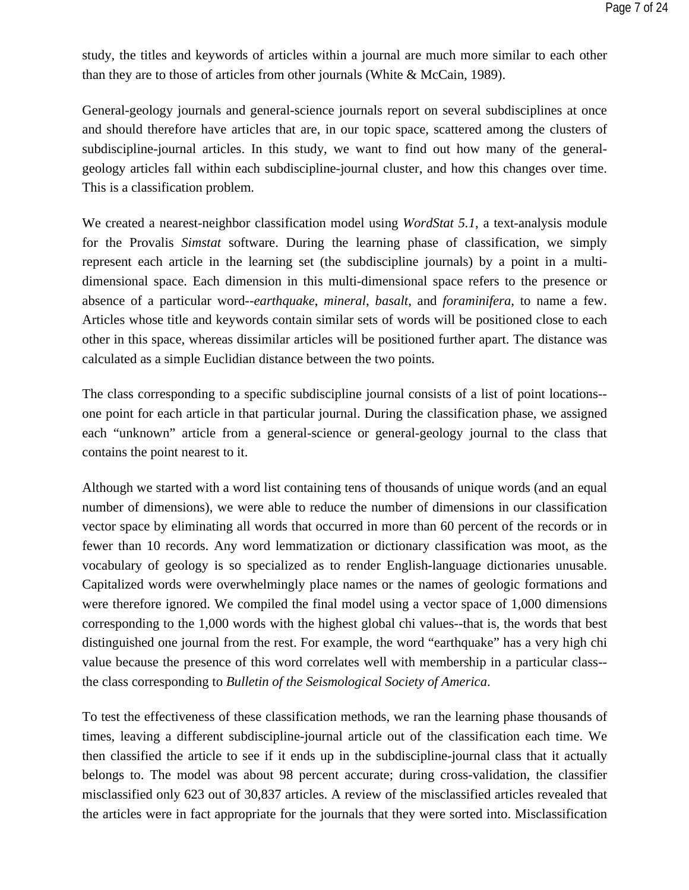study, the titles and keywords of articles within a journal are much more similar to each other than they are to those of articles from other journals (White & McCain, 1989).

General-geology journals and general-science journals report on several subdisciplines at once and should therefore have articles that are, in our topic space, scattered among the clusters of subdiscipline-journal articles. In this study, we want to find out how many of the general-geology articles fall within each subdiscipline-journal cluster, and how this changes over time. This is a classification problem.

We created a nearest-neighbor classification model using *WordStat 5.1*, a text-analysis module for the Provalis *Simstat* software. During the learning phase of classification, we simply represent each article in the learning set (the subdiscipline journals) by a point in a multi-dimensional space. Each dimension in this multi-dimensional space refers to the presence or absence of a particular word--*earthquake*, *mineral*, *basalt*, and *foraminifera*, to name a few. Articles whose title and keywords contain similar sets of words will be positioned close to each other in this space, whereas dissimilar articles will be positioned further apart. The distance was calculated as a simple Euclidian distance between the two points.

The class corresponding to a specific subdiscipline journal consists of a list of point locations--one point for each article in that particular journal. During the classification phase, we assigned each "unknown" article from a general-science or general-geology journal to the class that contains the point nearest to it.

Although we started with a word list containing tens of thousands of unique words (and an equal number of dimensions), we were able to reduce the number of dimensions in our classification vector space by eliminating all words that occurred in more than 60 percent of the records or in fewer than 10 records. Any word lemmatization or dictionary classification was moot, as the vocabulary of geology is so specialized as to render English-language dictionaries unusable. Capitalized words were overwhelmingly place names or the names of geologic formations and were therefore ignored. We compiled the final model using a vector space of 1,000 dimensions corresponding to the 1,000 words with the highest global chi values--that is, the words that best distinguished one journal from the rest. For example, the word "earthquake" has a very high chi value because the presence of this word correlates well with membership in a particular class--the class corresponding to *Bulletin of the Seismological Society of America*.

To test the effectiveness of these classification methods, we ran the learning phase thousands of times, leaving a different subdiscipline-journal article out of the classification each time. We then classified the article to see if it ends up in the subdiscipline-journal class that it actually belongs to. The model was about 98 percent accurate; during cross-validation, the classifier misclassified only 623 out of 30,837 articles. A review of the misclassified articles revealed that the articles were in fact appropriate for the journals that they were sorted into. Misclassification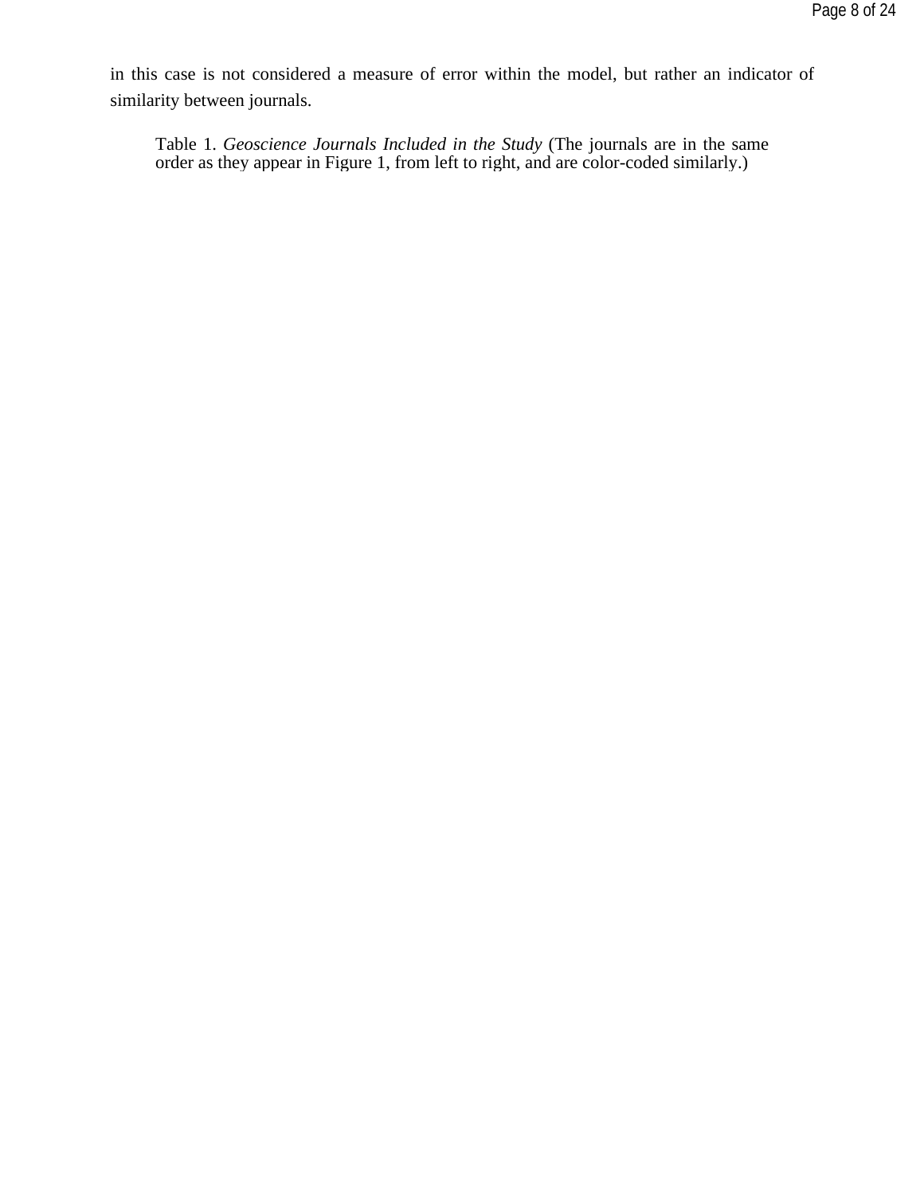in this case is not considered a measure of error within the model, but rather an indicator of similarity between journals.

Table 1. *Geoscience Journals Included in the Study* (The journals are in the same order as they appear in Figure 1, from left to right, and are color-coded similarly.)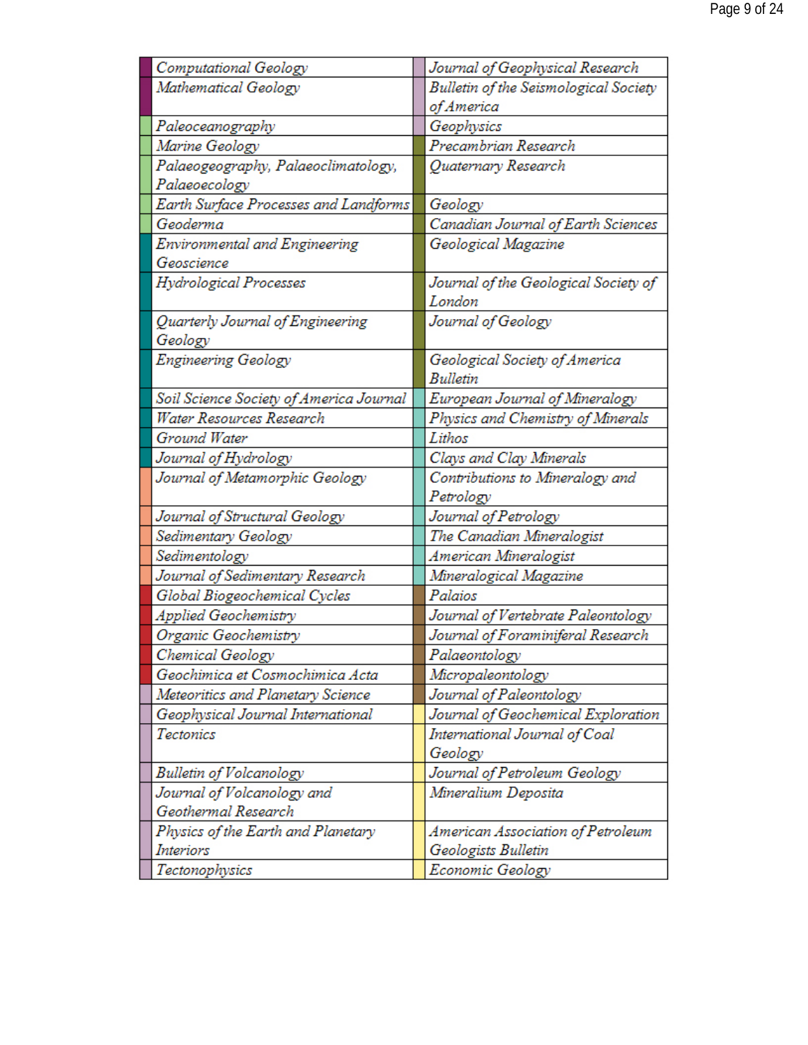| | Journal | | Journal |
|---|---|---|---|
| | *Computational Geology* | | *Journal of Geophysical Research* |
| | *Mathematical Geology* | | *Bulletin of the Seismological Society of America* |
| | *Paleoceanography* | | *Geophysics* |
| | *Marine Geology* | | *Precambrian Research* |
| | *Palaeogeography, Palaeoclimatology, Palaeoecology* | | *Quaternary Research* |
| | *Earth Surface Processes and Landforms* | | *Geology* |
| | *Geoderma* | | *Canadian Journal of Earth Sciences* |
| | *Environmental and Engineering Geoscience* | | *Geological Magazine* |
| | *Hydrological Processes* | | *Journal of the Geological Society of London* |
| | *Quarterly Journal of Engineering Geology* | | *Journal of Geology* |
| | *Engineering Geology* | | *Geological Society of America Bulletin* |
| | *Soil Science Society of America Journal* | | *European Journal of Mineralogy* |
| | *Water Resources Research* | | *Physics and Chemistry of Minerals* |
| | *Ground Water* | | *Lithos* |
| | *Journal of Hydrology* | | *Clays and Clay Minerals* |
| | *Journal of Metamorphic Geology* | | *Contributions to Mineralogy and Petrology* |
| | *Journal of Structural Geology* | | *Journal of Petrology* |
| | *Sedimentary Geology* | | *The Canadian Mineralogist* |
| | *Sedimentology* | | *American Mineralogist* |
| | *Journal of Sedimentary Research* | | *Mineralogical Magazine* |
| | *Global Biogeochemical Cycles* | | *Palaios* |
| | *Applied Geochemistry* | | *Journal of Vertebrate Paleontology* |
| | *Organic Geochemistry* | | *Journal of Foraminiferal Research* |
| | *Chemical Geology* | | *Palaeontology* |
| | *Geochimica et Cosmochimica Acta* | | *Micropaleontology* |
| | *Meteoritics and Planetary Science* | | *Journal of Paleontology* |
| | *Geophysical Journal International* | | *Journal of Geochemical Exploration* |
| | *Tectonics* | | *International Journal of Coal Geology* |
| | *Bulletin of Volcanology* | | *Journal of Petroleum Geology* |
| | *Journal of Volcanology and Geothermal Research* | | *Mineralium Deposita* |
| | *Physics of the Earth and Planetary Interiors* | | *American Association of Petroleum Geologists Bulletin* |
| | *Tectonophysics* | | *Economic Geology* |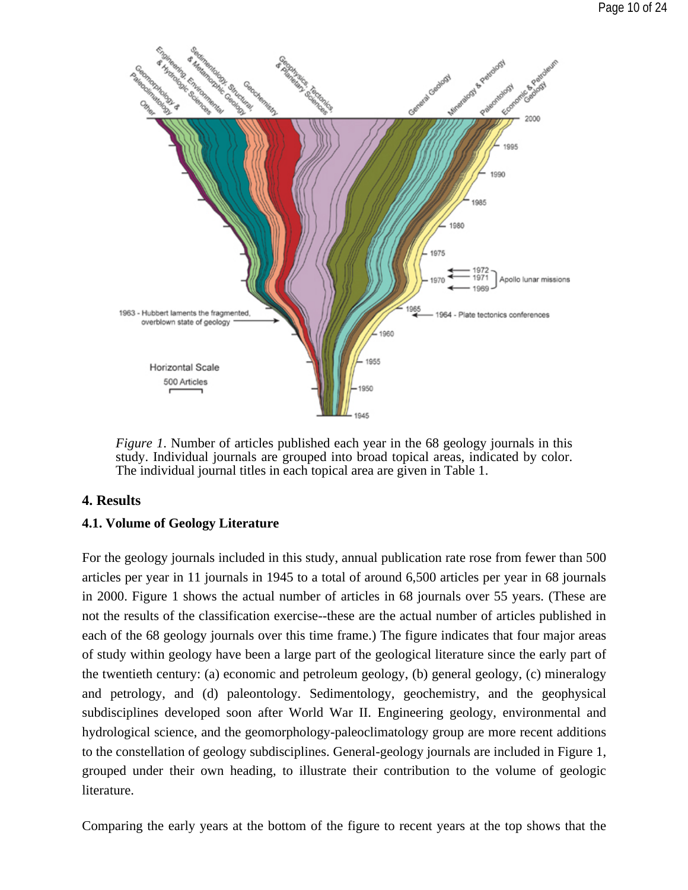*Figure 1*. Number of articles published each year in the 68 geology journals in this study. Individual journals are grouped into broad topical areas, indicated by color. The individual journal titles in each topical area are given in Table 1.

## 4. Results

### 4.1. Volume of Geology Literature

For the geology journals included in this study, annual publication rate rose from fewer than 500 articles per year in 11 journals in 1945 to a total of around 6,500 articles per year in 68 journals in 2000. Figure 1 shows the actual number of articles in 68 journals over 55 years. (These are not the results of the classification exercise--these are the actual number of articles published in each of the 68 geology journals over this time frame.) The figure indicates that four major areas of study within geology have been a large part of the geological literature since the early part of the twentieth century: (a) economic and petroleum geology, (b) general geology, (c) mineralogy and petrology, and (d) paleontology. Sedimentology, geochemistry, and the geophysical subdisciplines developed soon after World War II. Engineering geology, environmental and hydrological science, and the geomorphology-paleoclimatology group are more recent additions to the constellation of geology subdisciplines. General-geology journals are included in Figure 1, grouped under their own heading, to illustrate their contribution to the volume of geologic literature.

Comparing the early years at the bottom of the figure to recent years at the top shows that the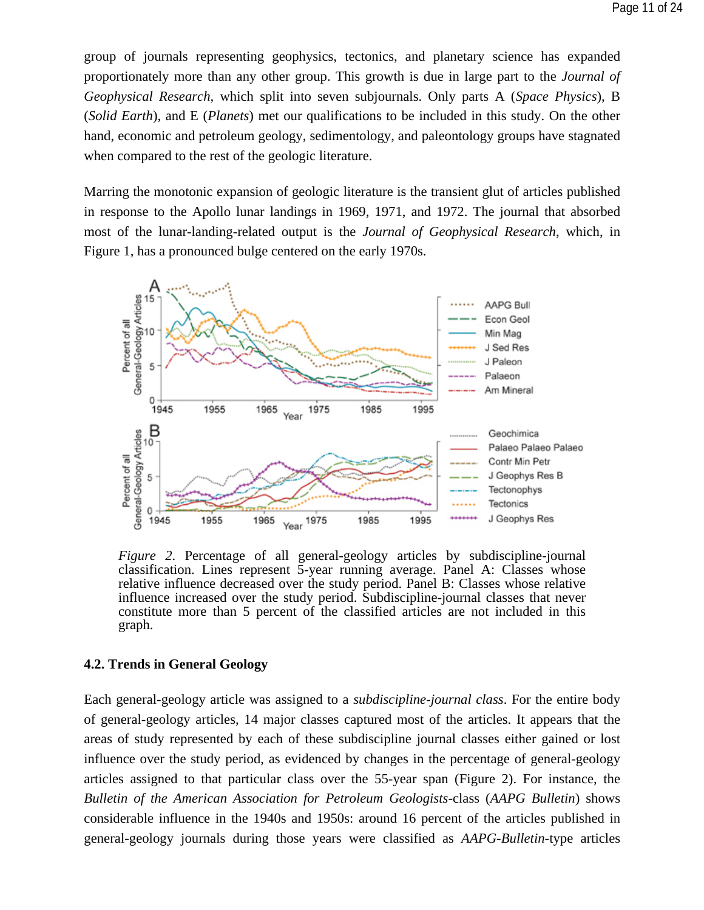group of journals representing geophysics, tectonics, and planetary science has expanded proportionately more than any other group. This growth is due in large part to the *Journal of Geophysical Research*, which split into seven subjournals. Only parts A (*Space Physics*), B (*Solid Earth*), and E (*Planets*) met our qualifications to be included in this study. On the other hand, economic and petroleum geology, sedimentology, and paleontology groups have stagnated when compared to the rest of the geologic literature.

Marring the monotonic expansion of geologic literature is the transient glut of articles published in response to the Apollo lunar landings in 1969, 1971, and 1972. The journal that absorbed most of the lunar-landing-related output is the *Journal of Geophysical Research*, which, in Figure 1, has a pronounced bulge centered on the early 1970s.

*Figure 2.* Percentage of all general-geology articles by subdiscipline-journal classification. Lines represent 5-year running average. Panel A: Classes whose relative influence decreased over the study period. Panel B: Classes whose relative influence increased over the study period. Subdiscipline-journal classes that never constitute more than 5 percent of the classified articles are not included in this graph.

### 4.2. Trends in General Geology

Each general-geology article was assigned to a *subdiscipline-journal class*. For the entire body of general-geology articles, 14 major classes captured most of the articles. It appears that the areas of study represented by each of these subdiscipline journal classes either gained or lost influence over the study period, as evidenced by changes in the percentage of general-geology articles assigned to that particular class over the 55-year span (Figure 2). For instance, the *Bulletin of the American Association for Petroleum Geologists*-class (*AAPG Bulletin*) shows considerable influence in the 1940s and 1950s: around 16 percent of the articles published in general-geology journals during those years were classified as *AAPG-Bulletin*-type articles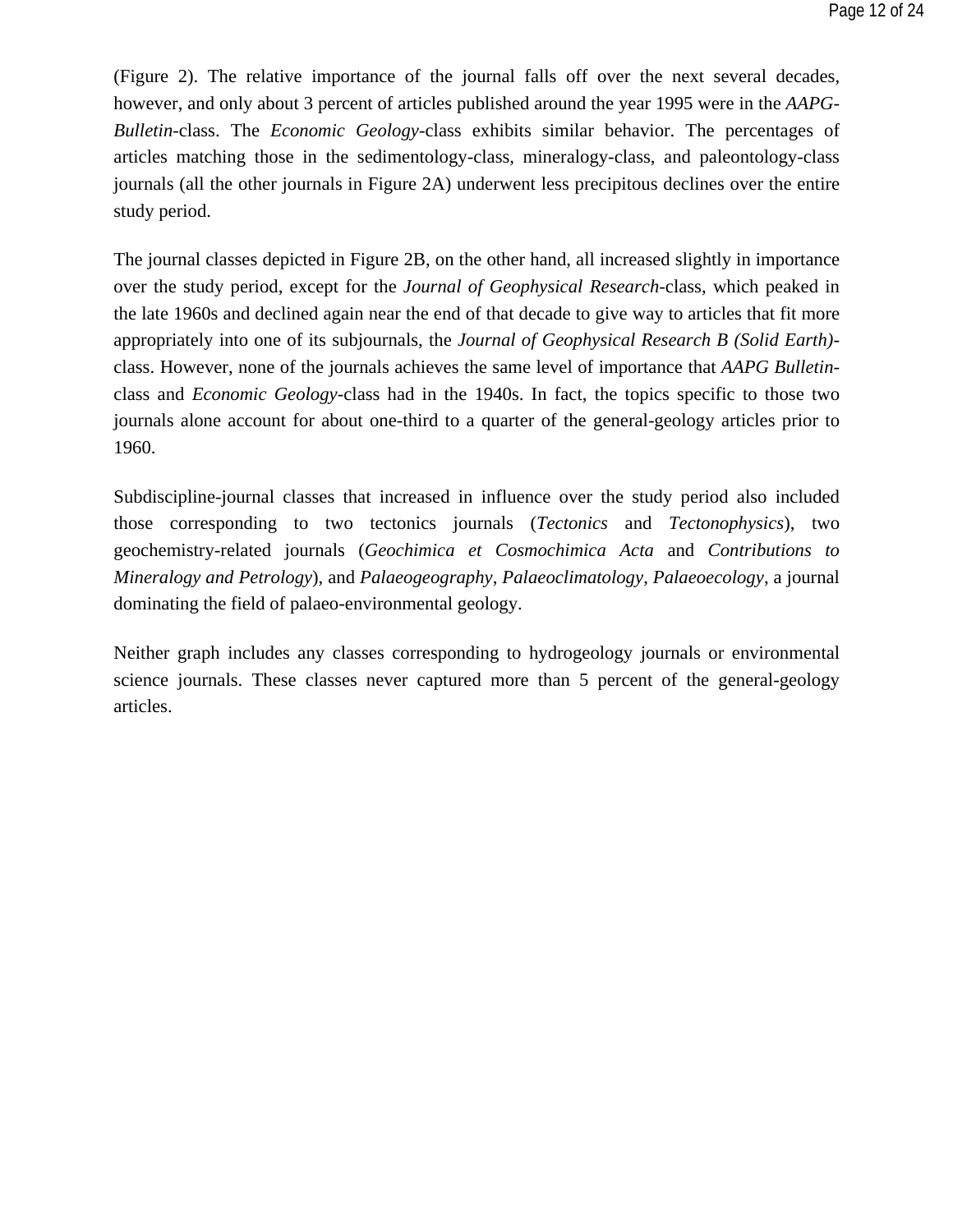(Figure 2). The relative importance of the journal falls off over the next several decades, however, and only about 3 percent of articles published around the year 1995 were in the *AAPG-Bulletin*-class. The *Economic Geology*-class exhibits similar behavior. The percentages of articles matching those in the sedimentology-class, mineralogy-class, and paleontology-class journals (all the other journals in Figure 2A) underwent less precipitous declines over the entire study period.

The journal classes depicted in Figure 2B, on the other hand, all increased slightly in importance over the study period, except for the *Journal of Geophysical Research*-class, which peaked in the late 1960s and declined again near the end of that decade to give way to articles that fit more appropriately into one of its subjournals, the *Journal of Geophysical Research B (Solid Earth)*-class. However, none of the journals achieves the same level of importance that *AAPG Bulletin*-class and *Economic Geology*-class had in the 1940s. In fact, the topics specific to those two journals alone account for about one-third to a quarter of the general-geology articles prior to 1960.

Subdiscipline-journal classes that increased in influence over the study period also included those corresponding to two tectonics journals (*Tectonics* and *Tectonophysics*), two geochemistry-related journals (*Geochimica et Cosmochimica Acta* and *Contributions to Mineralogy and Petrology*), and *Palaeogeography*, *Palaeoclimatology*, *Palaeoecology*, a journal dominating the field of palaeo-environmental geology.

Neither graph includes any classes corresponding to hydrogeology journals or environmental science journals. These classes never captured more than 5 percent of the general-geology articles.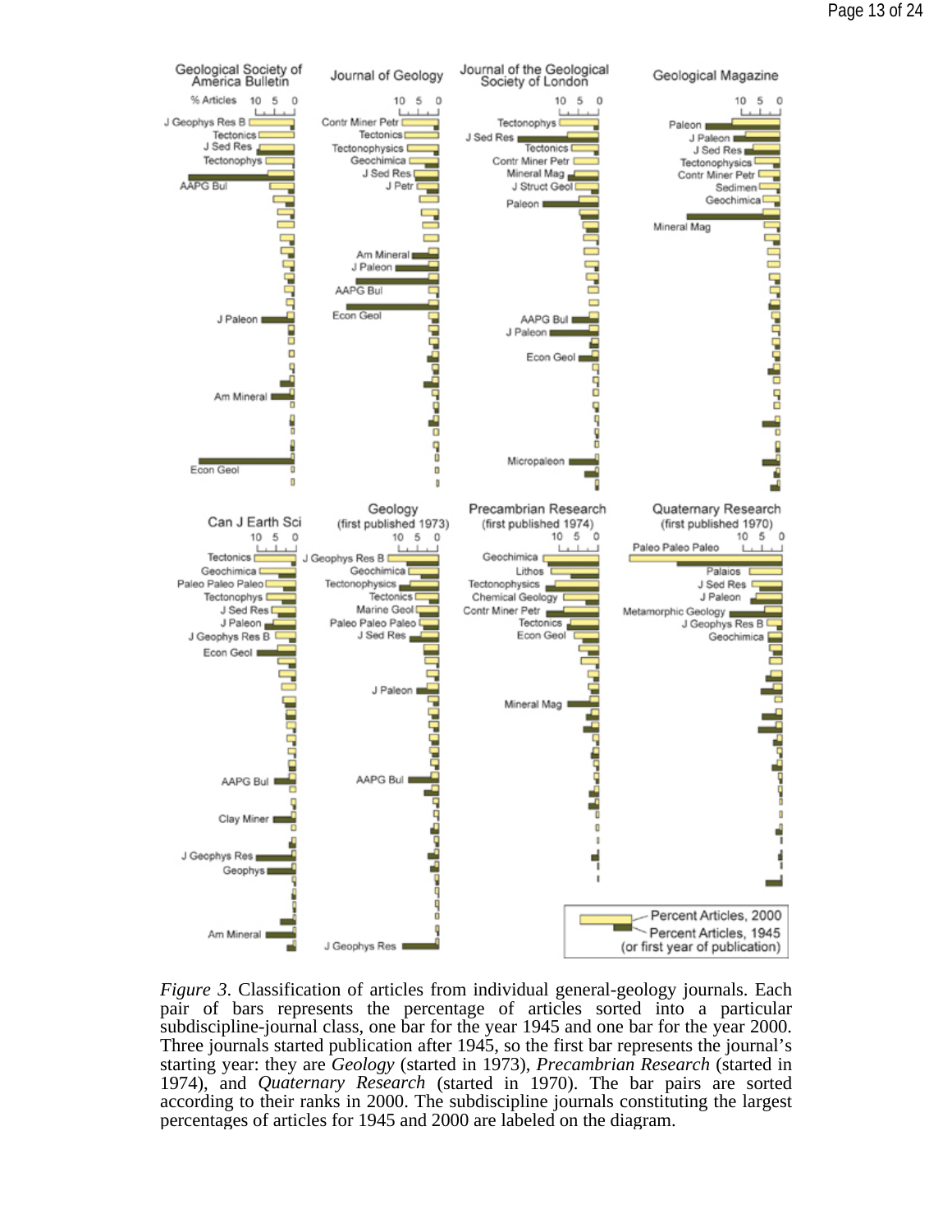*Figure 3*. Classification of articles from individual general-geology journals. Each pair of bars represents the percentage of articles sorted into a particular subdiscipline-journal class, one bar for the year 1945 and one bar for the year 2000. Three journals started publication after 1945, so the first bar represents the journal's starting year: they are *Geology* (started in 1973), *Precambrian Research* (started in 1974), and *Quaternary Research* (started in 1970). The bar pairs are sorted according to their ranks in 2000. The subdiscipline journals constituting the largest percentages of articles for 1945 and 2000 are labeled on the diagram.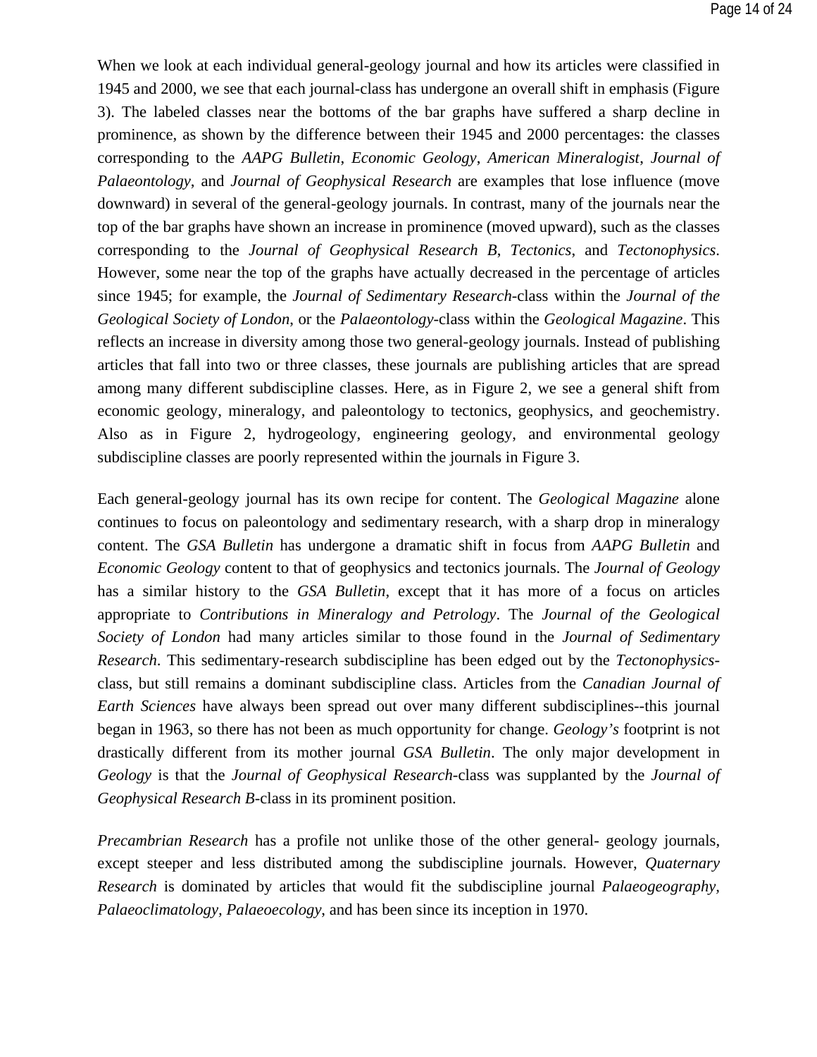When we look at each individual general-geology journal and how its articles were classified in 1945 and 2000, we see that each journal-class has undergone an overall shift in emphasis (Figure 3). The labeled classes near the bottoms of the bar graphs have suffered a sharp decline in prominence, as shown by the difference between their 1945 and 2000 percentages: the classes corresponding to the *AAPG Bulletin*, *Economic Geology*, *American Mineralogist*, *Journal of Palaeontology*, and *Journal of Geophysical Research* are examples that lose influence (move downward) in several of the general-geology journals. In contrast, many of the journals near the top of the bar graphs have shown an increase in prominence (moved upward), such as the classes corresponding to the *Journal of Geophysical Research B*, *Tectonics*, and *Tectonophysics*. However, some near the top of the graphs have actually decreased in the percentage of articles since 1945; for example, the *Journal of Sedimentary Research*-class within the *Journal of the Geological Society of London*, or the *Palaeontology*-class within the *Geological Magazine*. This reflects an increase in diversity among those two general-geology journals. Instead of publishing articles that fall into two or three classes, these journals are publishing articles that are spread among many different subdiscipline classes. Here, as in Figure 2, we see a general shift from economic geology, mineralogy, and paleontology to tectonics, geophysics, and geochemistry. Also as in Figure 2, hydrogeology, engineering geology, and environmental geology subdiscipline classes are poorly represented within the journals in Figure 3.

Each general-geology journal has its own recipe for content. The *Geological Magazine* alone continues to focus on paleontology and sedimentary research, with a sharp drop in mineralogy content. The *GSA Bulletin* has undergone a dramatic shift in focus from *AAPG Bulletin* and *Economic Geology* content to that of geophysics and tectonics journals. The *Journal of Geology* has a similar history to the *GSA Bulletin*, except that it has more of a focus on articles appropriate to *Contributions in Mineralogy and Petrology*. The *Journal of the Geological Society of London* had many articles similar to those found in the *Journal of Sedimentary Research*. This sedimentary-research subdiscipline has been edged out by the *Tectonophysics*-class, but still remains a dominant subdiscipline class. Articles from the *Canadian Journal of Earth Sciences* have always been spread out over many different subdisciplines--this journal began in 1963, so there has not been as much opportunity for change. *Geology's* footprint is not drastically different from its mother journal *GSA Bulletin*. The only major development in *Geology* is that the *Journal of Geophysical Research*-class was supplanted by the *Journal of Geophysical Research B*-class in its prominent position.

*Precambrian Research* has a profile not unlike those of the other general- geology journals, except steeper and less distributed among the subdiscipline journals. However, *Quaternary Research* is dominated by articles that would fit the subdiscipline journal *Palaeogeography, Palaeoclimatology, Palaeoecology*, and has been since its inception in 1970.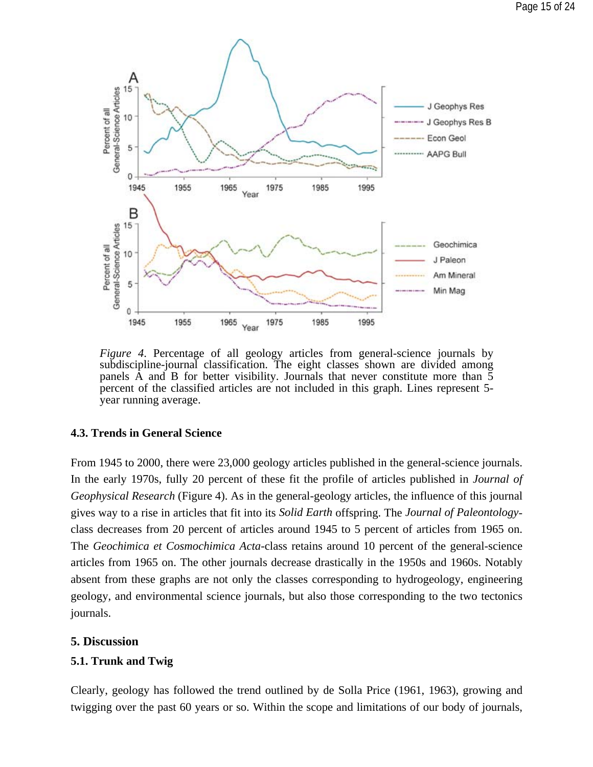*Figure 4.* Percentage of all geology articles from general-science journals by subdiscipline-journal classification. The eight classes shown are divided among panels A and B for better visibility. Journals that never constitute more than 5 percent of the classified articles are not included in this graph. Lines represent 5-year running average.

### 4.3. Trends in General Science

From 1945 to 2000, there were 23,000 geology articles published in the general-science journals. In the early 1970s, fully 20 percent of these fit the profile of articles published in *Journal of Geophysical Research* (Figure 4). As in the general-geology articles, the influence of this journal gives way to a rise in articles that fit into its *Solid Earth* offspring. The *Journal of Paleontology*-class decreases from 20 percent of articles around 1945 to 5 percent of articles from 1965 on. The *Geochimica et Cosmochimica Acta*-class retains around 10 percent of the general-science articles from 1965 on. The other journals decrease drastically in the 1950s and 1960s. Notably absent from these graphs are not only the classes corresponding to hydrogeology, engineering geology, and environmental science journals, but also those corresponding to the two tectonics journals.

## 5. Discussion

### 5.1. Trunk and Twig

Clearly, geology has followed the trend outlined by de Solla Price (1961, 1963), growing and twigging over the past 60 years or so. Within the scope and limitations of our body of journals,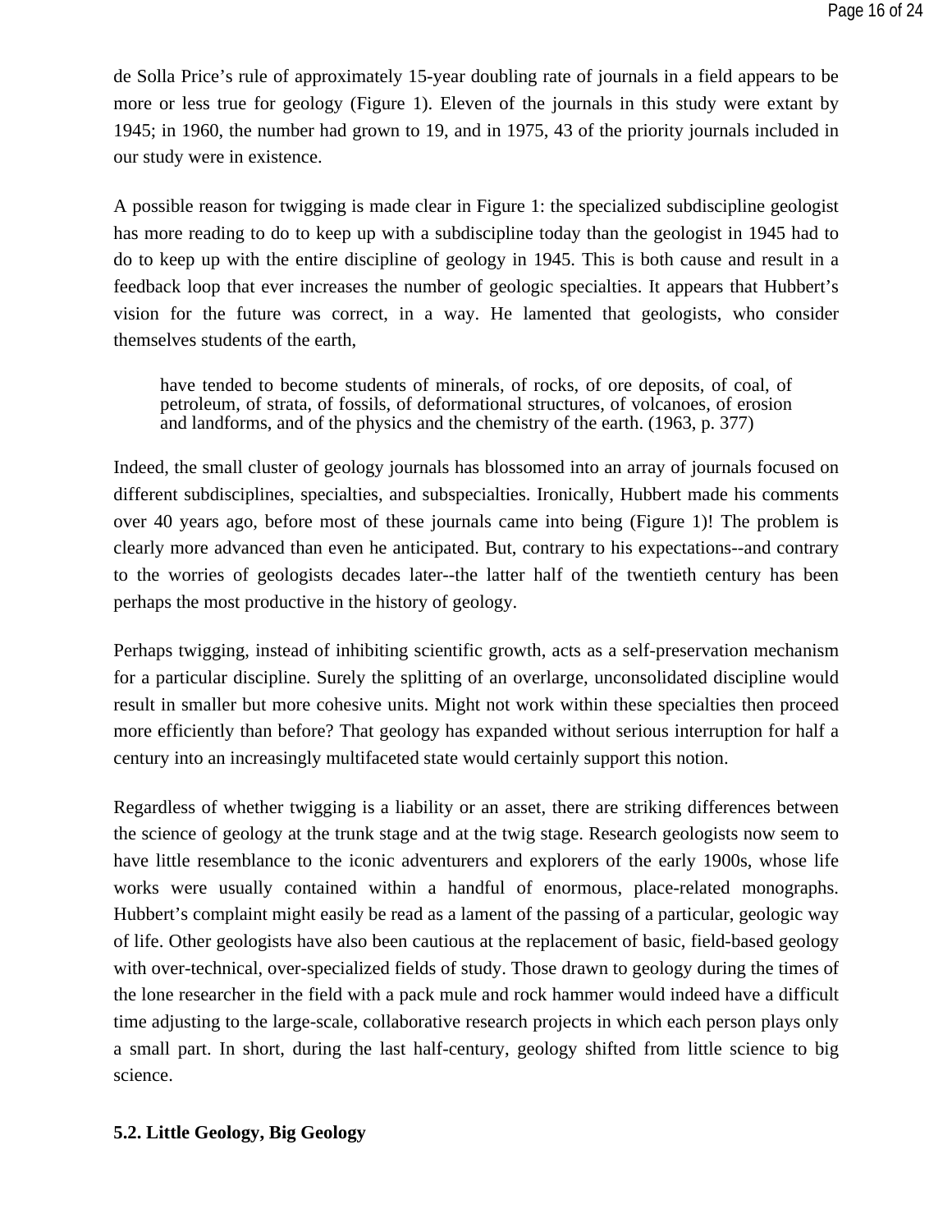de Solla Price's rule of approximately 15-year doubling rate of journals in a field appears to be more or less true for geology (Figure 1). Eleven of the journals in this study were extant by 1945; in 1960, the number had grown to 19, and in 1975, 43 of the priority journals included in our study were in existence.

A possible reason for twigging is made clear in Figure 1: the specialized subdiscipline geologist has more reading to do to keep up with a subdiscipline today than the geologist in 1945 had to do to keep up with the entire discipline of geology in 1945. This is both cause and result in a feedback loop that ever increases the number of geologic specialties. It appears that Hubbert's vision for the future was correct, in a way. He lamented that geologists, who consider themselves students of the earth,

> have tended to become students of minerals, of rocks, of ore deposits, of coal, of petroleum, of strata, of fossils, of deformational structures, of volcanoes, of erosion and landforms, and of the physics and the chemistry of the earth. (1963, p. 377)

Indeed, the small cluster of geology journals has blossomed into an array of journals focused on different subdisciplines, specialties, and subspecialties. Ironically, Hubbert made his comments over 40 years ago, before most of these journals came into being (Figure 1)! The problem is clearly more advanced than even he anticipated. But, contrary to his expectations--and contrary to the worries of geologists decades later--the latter half of the twentieth century has been perhaps the most productive in the history of geology.

Perhaps twigging, instead of inhibiting scientific growth, acts as a self-preservation mechanism for a particular discipline. Surely the splitting of an overlarge, unconsolidated discipline would result in smaller but more cohesive units. Might not work within these specialties then proceed more efficiently than before? That geology has expanded without serious interruption for half a century into an increasingly multifaceted state would certainly support this notion.

Regardless of whether twigging is a liability or an asset, there are striking differences between the science of geology at the trunk stage and at the twig stage. Research geologists now seem to have little resemblance to the iconic adventurers and explorers of the early 1900s, whose life works were usually contained within a handful of enormous, place-related monographs. Hubbert's complaint might easily be read as a lament of the passing of a particular, geologic way of life. Other geologists have also been cautious at the replacement of basic, field-based geology with over-technical, over-specialized fields of study. Those drawn to geology during the times of the lone researcher in the field with a pack mule and rock hammer would indeed have a difficult time adjusting to the large-scale, collaborative research projects in which each person plays only a small part. In short, during the last half-century, geology shifted from little science to big science.

### 5.2. Little Geology, Big Geology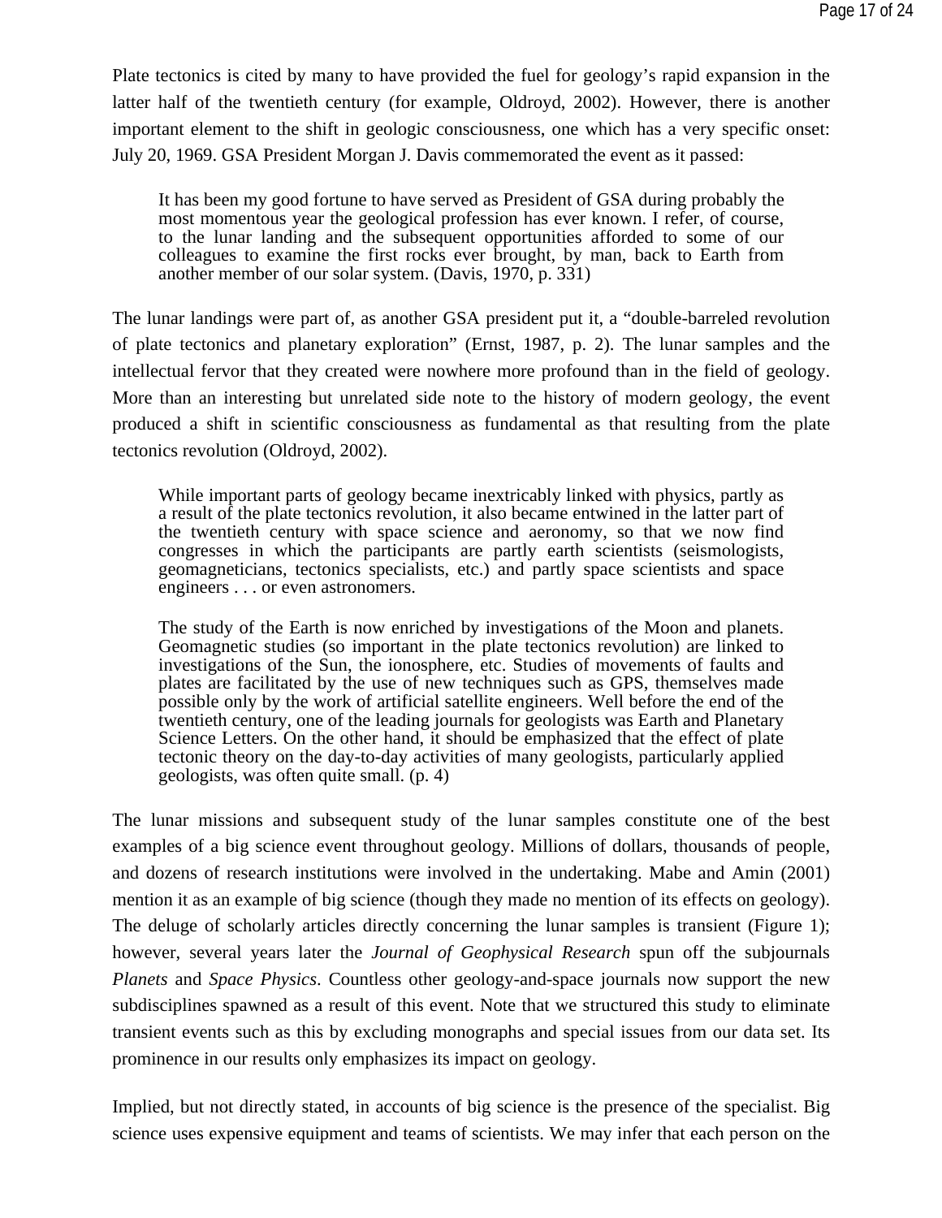Plate tectonics is cited by many to have provided the fuel for geology's rapid expansion in the latter half of the twentieth century (for example, Oldroyd, 2002). However, there is another important element to the shift in geologic consciousness, one which has a very specific onset: July 20, 1969. GSA President Morgan J. Davis commemorated the event as it passed:

> It has been my good fortune to have served as President of GSA during probably the most momentous year the geological profession has ever known. I refer, of course, to the lunar landing and the subsequent opportunities afforded to some of our colleagues to examine the first rocks ever brought, by man, back to Earth from another member of our solar system. (Davis, 1970, p. 331)

The lunar landings were part of, as another GSA president put it, a "double-barreled revolution of plate tectonics and planetary exploration" (Ernst, 1987, p. 2). The lunar samples and the intellectual fervor that they created were nowhere more profound than in the field of geology. More than an interesting but unrelated side note to the history of modern geology, the event produced a shift in scientific consciousness as fundamental as that resulting from the plate tectonics revolution (Oldroyd, 2002).

> While important parts of geology became inextricably linked with physics, partly as a result of the plate tectonics revolution, it also became entwined in the latter part of the twentieth century with space science and aeronomy, so that we now find congresses in which the participants are partly earth scientists (seismologists, geomagneticians, tectonics specialists, etc.) and partly space scientists and space engineers . . . or even astronomers.
>
> The study of the Earth is now enriched by investigations of the Moon and planets. Geomagnetic studies (so important in the plate tectonics revolution) are linked to investigations of the Sun, the ionosphere, etc. Studies of movements of faults and plates are facilitated by the use of new techniques such as GPS, themselves made possible only by the work of artificial satellite engineers. Well before the end of the twentieth century, one of the leading journals for geologists was Earth and Planetary Science Letters. On the other hand, it should be emphasized that the effect of plate tectonic theory on the day-to-day activities of many geologists, particularly applied geologists, was often quite small. (p. 4)

The lunar missions and subsequent study of the lunar samples constitute one of the best examples of a big science event throughout geology. Millions of dollars, thousands of people, and dozens of research institutions were involved in the undertaking. Mabe and Amin (2001) mention it as an example of big science (though they made no mention of its effects on geology). The deluge of scholarly articles directly concerning the lunar samples is transient (Figure 1); however, several years later the *Journal of Geophysical Research* spun off the subjournals *Planets* and *Space Physics*. Countless other geology-and-space journals now support the new subdisciplines spawned as a result of this event. Note that we structured this study to eliminate transient events such as this by excluding monographs and special issues from our data set. Its prominence in our results only emphasizes its impact on geology.

Implied, but not directly stated, in accounts of big science is the presence of the specialist. Big science uses expensive equipment and teams of scientists. We may infer that each person on the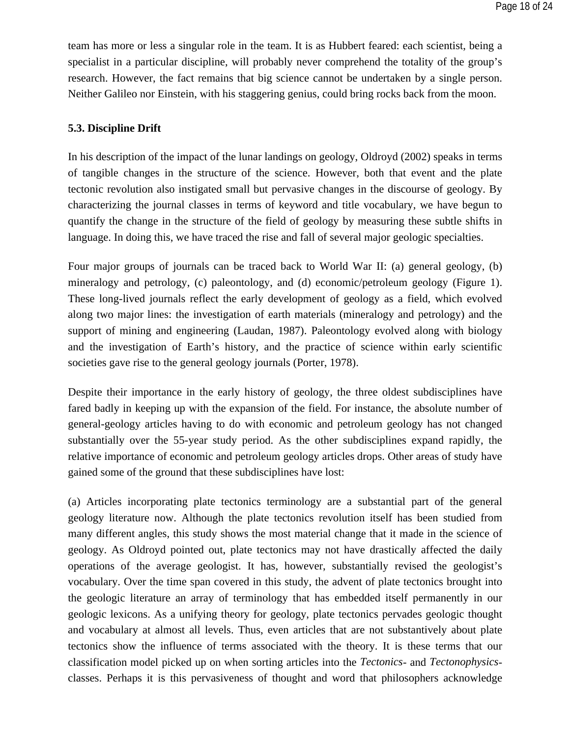team has more or less a singular role in the team. It is as Hubbert feared: each scientist, being a specialist in a particular discipline, will probably never comprehend the totality of the group's research. However, the fact remains that big science cannot be undertaken by a single person. Neither Galileo nor Einstein, with his staggering genius, could bring rocks back from the moon.

### 5.3. Discipline Drift

In his description of the impact of the lunar landings on geology, Oldroyd (2002) speaks in terms of tangible changes in the structure of the science. However, both that event and the plate tectonic revolution also instigated small but pervasive changes in the discourse of geology. By characterizing the journal classes in terms of keyword and title vocabulary, we have begun to quantify the change in the structure of the field of geology by measuring these subtle shifts in language. In doing this, we have traced the rise and fall of several major geologic specialties.

Four major groups of journals can be traced back to World War II: (a) general geology, (b) mineralogy and petrology, (c) paleontology, and (d) economic/petroleum geology (Figure 1). These long-lived journals reflect the early development of geology as a field, which evolved along two major lines: the investigation of earth materials (mineralogy and petrology) and the support of mining and engineering (Laudan, 1987). Paleontology evolved along with biology and the investigation of Earth's history, and the practice of science within early scientific societies gave rise to the general geology journals (Porter, 1978).

Despite their importance in the early history of geology, the three oldest subdisciplines have fared badly in keeping up with the expansion of the field. For instance, the absolute number of general-geology articles having to do with economic and petroleum geology has not changed substantially over the 55-year study period. As the other subdisciplines expand rapidly, the relative importance of economic and petroleum geology articles drops. Other areas of study have gained some of the ground that these subdisciplines have lost:

(a) Articles incorporating plate tectonics terminology are a substantial part of the general geology literature now. Although the plate tectonics revolution itself has been studied from many different angles, this study shows the most material change that it made in the science of geology. As Oldroyd pointed out, plate tectonics may not have drastically affected the daily operations of the average geologist. It has, however, substantially revised the geologist's vocabulary. Over the time span covered in this study, the advent of plate tectonics brought into the geologic literature an array of terminology that has embedded itself permanently in our geologic lexicons. As a unifying theory for geology, plate tectonics pervades geologic thought and vocabulary at almost all levels. Thus, even articles that are not substantively about plate tectonics show the influence of terms associated with the theory. It is these terms that our classification model picked up on when sorting articles into the *Tectonics*- and *Tectonophysics*-classes. Perhaps it is this pervasiveness of thought and word that philosophers acknowledge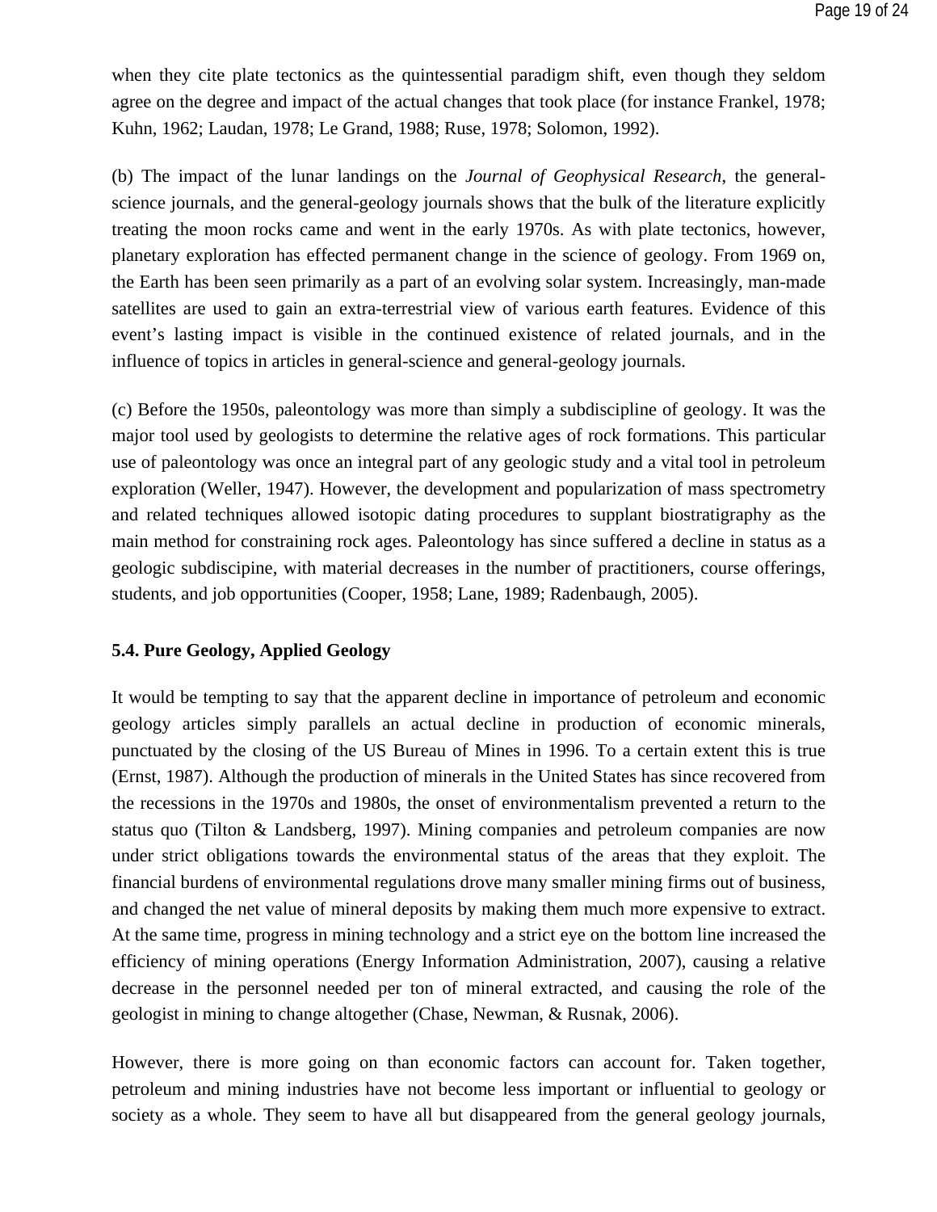when they cite plate tectonics as the quintessential paradigm shift, even though they seldom agree on the degree and impact of the actual changes that took place (for instance Frankel, 1978; Kuhn, 1962; Laudan, 1978; Le Grand, 1988; Ruse, 1978; Solomon, 1992).

(b) The impact of the lunar landings on the *Journal of Geophysical Research*, the general-science journals, and the general-geology journals shows that the bulk of the literature explicitly treating the moon rocks came and went in the early 1970s. As with plate tectonics, however, planetary exploration has effected permanent change in the science of geology. From 1969 on, the Earth has been seen primarily as a part of an evolving solar system. Increasingly, man-made satellites are used to gain an extra-terrestrial view of various earth features. Evidence of this event's lasting impact is visible in the continued existence of related journals, and in the influence of topics in articles in general-science and general-geology journals.

(c) Before the 1950s, paleontology was more than simply a subdiscipline of geology. It was the major tool used by geologists to determine the relative ages of rock formations. This particular use of paleontology was once an integral part of any geologic study and a vital tool in petroleum exploration (Weller, 1947). However, the development and popularization of mass spectrometry and related techniques allowed isotopic dating procedures to supplant biostratigraphy as the main method for constraining rock ages. Paleontology has since suffered a decline in status as a geologic subdiscipine, with material decreases in the number of practitioners, course offerings, students, and job opportunities (Cooper, 1958; Lane, 1989; Radenbaugh, 2005).

### 5.4. Pure Geology, Applied Geology

It would be tempting to say that the apparent decline in importance of petroleum and economic geology articles simply parallels an actual decline in production of economic minerals, punctuated by the closing of the US Bureau of Mines in 1996. To a certain extent this is true (Ernst, 1987). Although the production of minerals in the United States has since recovered from the recessions in the 1970s and 1980s, the onset of environmentalism prevented a return to the status quo (Tilton & Landsberg, 1997). Mining companies and petroleum companies are now under strict obligations towards the environmental status of the areas that they exploit. The financial burdens of environmental regulations drove many smaller mining firms out of business, and changed the net value of mineral deposits by making them much more expensive to extract. At the same time, progress in mining technology and a strict eye on the bottom line increased the efficiency of mining operations (Energy Information Administration, 2007), causing a relative decrease in the personnel needed per ton of mineral extracted, and causing the role of the geologist in mining to change altogether (Chase, Newman, & Rusnak, 2006).

However, there is more going on than economic factors can account for. Taken together, petroleum and mining industries have not become less important or influential to geology or society as a whole. They seem to have all but disappeared from the general geology journals,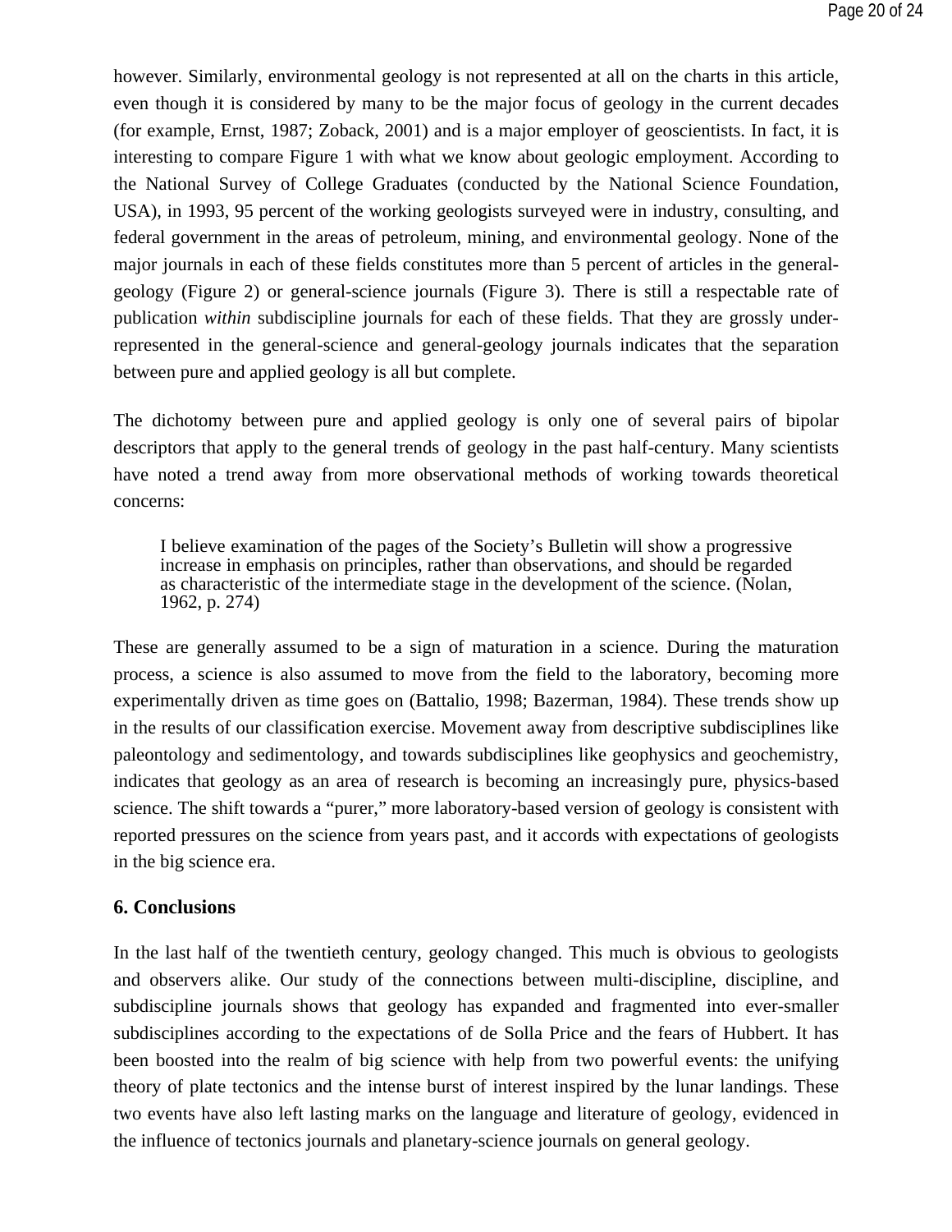however. Similarly, environmental geology is not represented at all on the charts in this article, even though it is considered by many to be the major focus of geology in the current decades (for example, Ernst, 1987; Zoback, 2001) and is a major employer of geoscientists. In fact, it is interesting to compare Figure 1 with what we know about geologic employment. According to the National Survey of College Graduates (conducted by the National Science Foundation, USA), in 1993, 95 percent of the working geologists surveyed were in industry, consulting, and federal government in the areas of petroleum, mining, and environmental geology. None of the major journals in each of these fields constitutes more than 5 percent of articles in the general-geology (Figure 2) or general-science journals (Figure 3). There is still a respectable rate of publication *within* subdiscipline journals for each of these fields. That they are grossly under-represented in the general-science and general-geology journals indicates that the separation between pure and applied geology is all but complete.

The dichotomy between pure and applied geology is only one of several pairs of bipolar descriptors that apply to the general trends of geology in the past half-century. Many scientists have noted a trend away from more observational methods of working towards theoretical concerns:

> I believe examination of the pages of the Society's Bulletin will show a progressive increase in emphasis on principles, rather than observations, and should be regarded as characteristic of the intermediate stage in the development of the science. (Nolan, 1962, p. 274)

These are generally assumed to be a sign of maturation in a science. During the maturation process, a science is also assumed to move from the field to the laboratory, becoming more experimentally driven as time goes on (Battalio, 1998; Bazerman, 1984). These trends show up in the results of our classification exercise. Movement away from descriptive subdisciplines like paleontology and sedimentology, and towards subdisciplines like geophysics and geochemistry, indicates that geology as an area of research is becoming an increasingly pure, physics-based science. The shift towards a "purer," more laboratory-based version of geology is consistent with reported pressures on the science from years past, and it accords with expectations of geologists in the big science era.

## 6. Conclusions

In the last half of the twentieth century, geology changed. This much is obvious to geologists and observers alike. Our study of the connections between multi-discipline, discipline, and subdiscipline journals shows that geology has expanded and fragmented into ever-smaller subdisciplines according to the expectations of de Solla Price and the fears of Hubbert. It has been boosted into the realm of big science with help from two powerful events: the unifying theory of plate tectonics and the intense burst of interest inspired by the lunar landings. These two events have also left lasting marks on the language and literature of geology, evidenced in the influence of tectonics journals and planetary-science journals on general geology.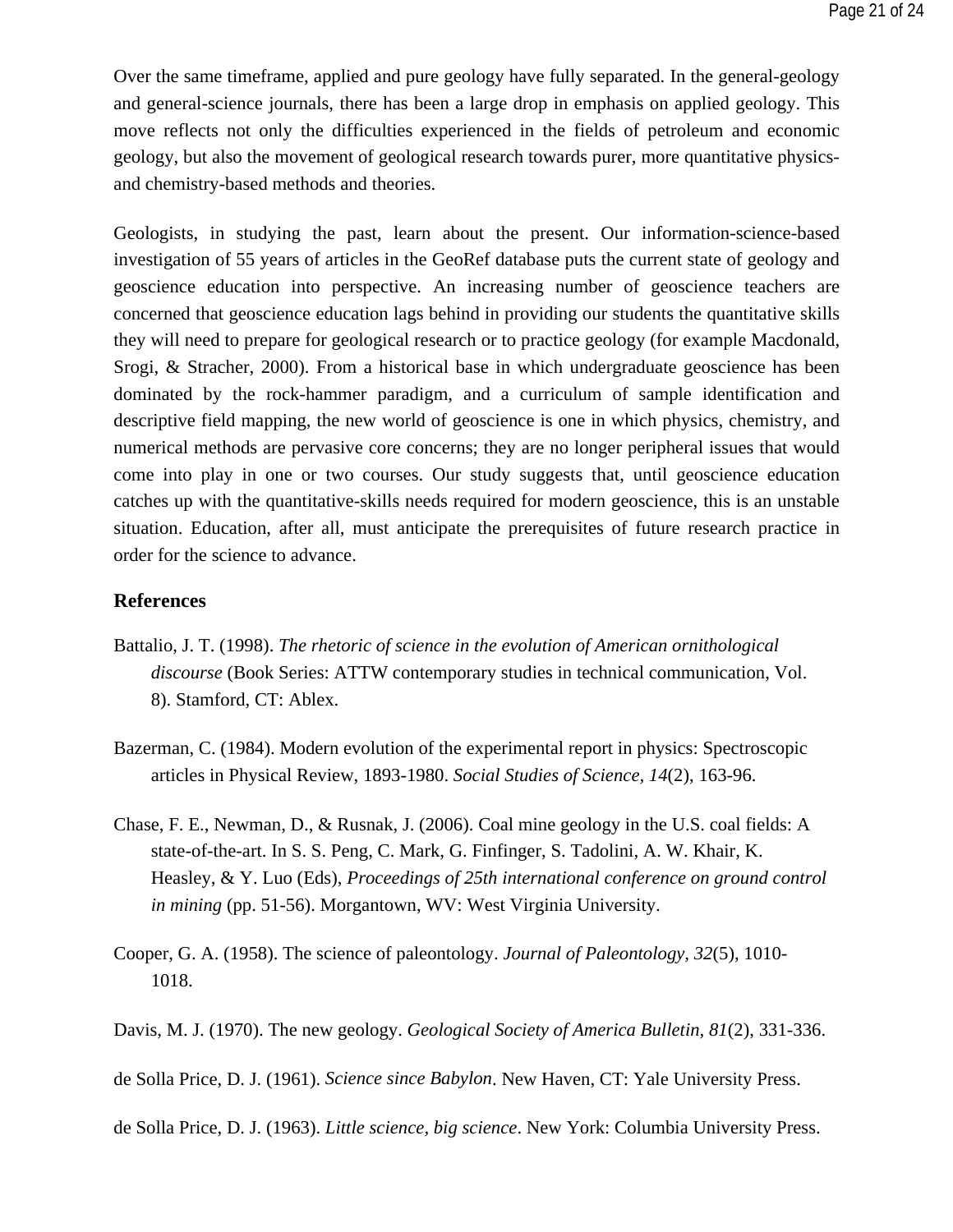Over the same timeframe, applied and pure geology have fully separated. In the general-geology and general-science journals, there has been a large drop in emphasis on applied geology. This move reflects not only the difficulties experienced in the fields of petroleum and economic geology, but also the movement of geological research towards purer, more quantitative physics- and chemistry-based methods and theories.

Geologists, in studying the past, learn about the present. Our information-science-based investigation of 55 years of articles in the GeoRef database puts the current state of geology and geoscience education into perspective. An increasing number of geoscience teachers are concerned that geoscience education lags behind in providing our students the quantitative skills they will need to prepare for geological research or to practice geology (for example Macdonald, Srogi, & Stracher, 2000). From a historical base in which undergraduate geoscience has been dominated by the rock-hammer paradigm, and a curriculum of sample identification and descriptive field mapping, the new world of geoscience is one in which physics, chemistry, and numerical methods are pervasive core concerns; they are no longer peripheral issues that would come into play in one or two courses. Our study suggests that, until geoscience education catches up with the quantitative-skills needs required for modern geoscience, this is an unstable situation. Education, after all, must anticipate the prerequisites of future research practice in order for the science to advance.

### References

Battalio, J. T. (1998). *The rhetoric of science in the evolution of American ornithological discourse* (Book Series: ATTW contemporary studies in technical communication, Vol. 8). Stamford, CT: Ablex.

Bazerman, C. (1984). Modern evolution of the experimental report in physics: Spectroscopic articles in Physical Review, 1893-1980. *Social Studies of Science, 14*(2), 163-96.

Chase, F. E., Newman, D., & Rusnak, J. (2006). Coal mine geology in the U.S. coal fields: A state-of-the-art. In S. S. Peng, C. Mark, G. Finfinger, S. Tadolini, A. W. Khair, K. Heasley, & Y. Luo (Eds), *Proceedings of 25th international conference on ground control in mining* (pp. 51-56). Morgantown, WV: West Virginia University.

Cooper, G. A. (1958). The science of paleontology. *Journal of Paleontology, 32*(5), 1010-1018.

Davis, M. J. (1970). The new geology. *Geological Society of America Bulletin, 81*(2), 331-336.

de Solla Price, D. J. (1961). *Science since Babylon*. New Haven, CT: Yale University Press.

de Solla Price, D. J. (1963). *Little science, big science*. New York: Columbia University Press.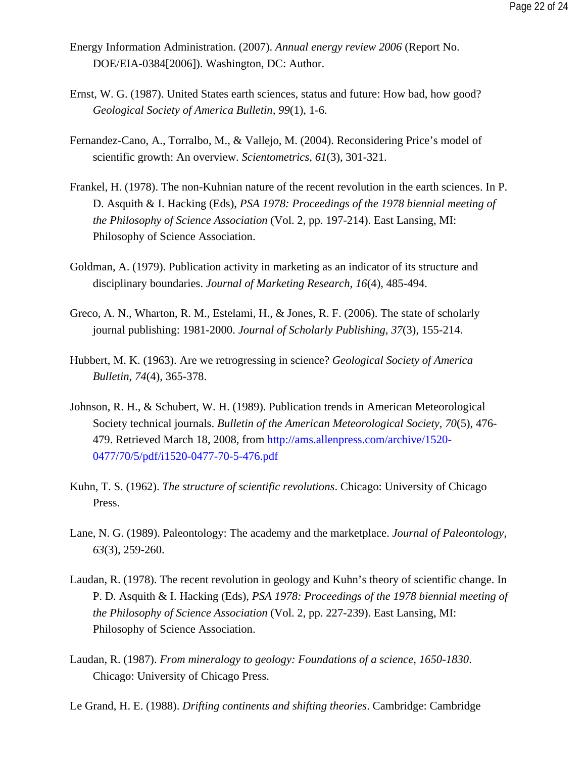Energy Information Administration. (2007). *Annual energy review 2006* (Report No. DOE/EIA-0384[2006]). Washington, DC: Author.

Ernst, W. G. (1987). United States earth sciences, status and future: How bad, how good? *Geological Society of America Bulletin*, *99*(1), 1-6.

Fernandez-Cano, A., Torralbo, M., & Vallejo, M. (2004). Reconsidering Price's model of scientific growth: An overview. *Scientometrics, 61*(3), 301-321.

Frankel, H. (1978). The non-Kuhnian nature of the recent revolution in the earth sciences. In P. D. Asquith & I. Hacking (Eds), *PSA 1978: Proceedings of the 1978 biennial meeting of the Philosophy of Science Association* (Vol. 2, pp. 197-214). East Lansing, MI: Philosophy of Science Association.

Goldman, A. (1979). Publication activity in marketing as an indicator of its structure and disciplinary boundaries. *Journal of Marketing Research*, *16*(4), 485-494.

Greco, A. N., Wharton, R. M., Estelami, H., & Jones, R. F. (2006). The state of scholarly journal publishing: 1981-2000. *Journal of Scholarly Publishing, 37*(3), 155-214.

Hubbert, M. K. (1963). Are we retrogressing in science? *Geological Society of America Bulletin*, *74*(4), 365-378.

Johnson, R. H., & Schubert, W. H. (1989). Publication trends in American Meteorological Society technical journals. *Bulletin of the American Meteorological Society*, *70*(5), 476-479. Retrieved March 18, 2008, from http://ams.allenpress.com/archive/1520-0477/70/5/pdf/i1520-0477-70-5-476.pdf

Kuhn, T. S. (1962). *The structure of scientific revolutions*. Chicago: University of Chicago Press.

Lane, N. G. (1989). Paleontology: The academy and the marketplace. *Journal of Paleontology*, *63*(3), 259-260.

Laudan, R. (1978). The recent revolution in geology and Kuhn's theory of scientific change. In P. D. Asquith & I. Hacking (Eds), *PSA 1978: Proceedings of the 1978 biennial meeting of the Philosophy of Science Association* (Vol. 2, pp. 227-239). East Lansing, MI: Philosophy of Science Association.

Laudan, R. (1987). *From mineralogy to geology: Foundations of a science, 1650-1830*. Chicago: University of Chicago Press.

Le Grand, H. E. (1988). *Drifting continents and shifting theories*. Cambridge: Cambridge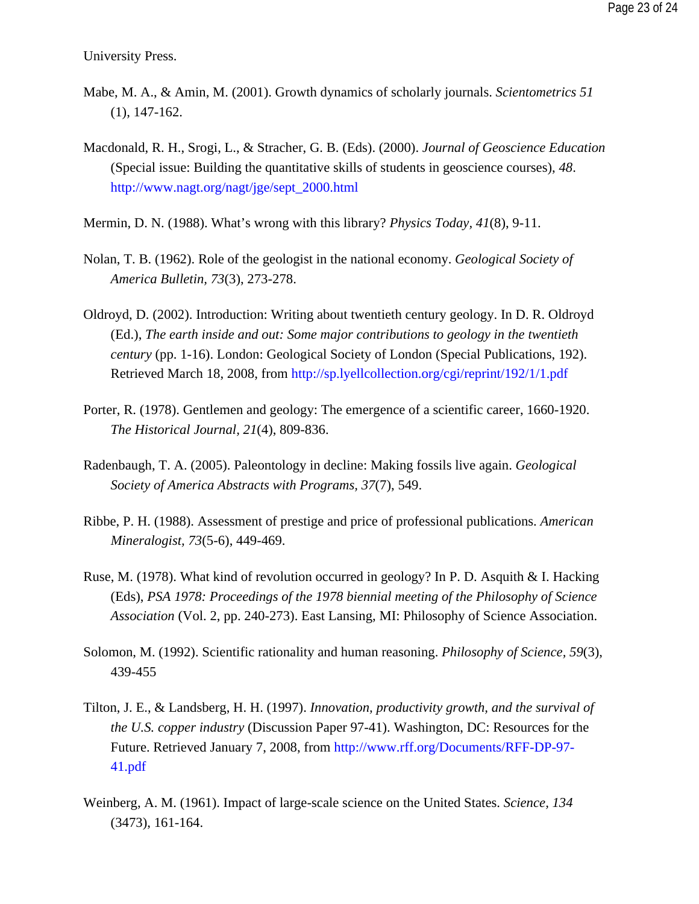University Press.

Mabe, M. A., & Amin, M. (2001). Growth dynamics of scholarly journals. *Scientometrics 51* (1), 147-162.

Macdonald, R. H., Srogi, L., & Stracher, G. B. (Eds). (2000). *Journal of Geoscience Education* (Special issue: Building the quantitative skills of students in geoscience courses), *48*. http://www.nagt.org/nagt/jge/sept_2000.html

Mermin, D. N. (1988). What's wrong with this library? *Physics Today*, *41*(8), 9-11.

Nolan, T. B. (1962). Role of the geologist in the national economy. *Geological Society of America Bulletin, 73*(3), 273-278.

Oldroyd, D. (2002). Introduction: Writing about twentieth century geology. In D. R. Oldroyd (Ed.), *The earth inside and out: Some major contributions to geology in the twentieth century* (pp. 1-16). London: Geological Society of London (Special Publications, 192). Retrieved March 18, 2008, from http://sp.lyellcollection.org/cgi/reprint/192/1/1.pdf

Porter, R. (1978). Gentlemen and geology: The emergence of a scientific career, 1660-1920. *The Historical Journal, 21*(4), 809-836.

Radenbaugh, T. A. (2005). Paleontology in decline: Making fossils live again. *Geological Society of America Abstracts with Programs, 37*(7), 549.

Ribbe, P. H. (1988). Assessment of prestige and price of professional publications. *American Mineralogist*, *73*(5-6), 449-469.

Ruse, M. (1978). What kind of revolution occurred in geology? In P. D. Asquith & I. Hacking (Eds), *PSA 1978: Proceedings of the 1978 biennial meeting of the Philosophy of Science Association* (Vol. 2, pp. 240-273). East Lansing, MI: Philosophy of Science Association.

Solomon, M. (1992). Scientific rationality and human reasoning. *Philosophy of Science, 59*(3), 439-455

Tilton, J. E., & Landsberg, H. H. (1997). *Innovation, productivity growth, and the survival of the U.S. copper industry* (Discussion Paper 97-41). Washington, DC: Resources for the Future. Retrieved January 7, 2008, from http://www.rff.org/Documents/RFF-DP-97-41.pdf

Weinberg, A. M. (1961). Impact of large-scale science on the United States. *Science, 134* (3473), 161-164.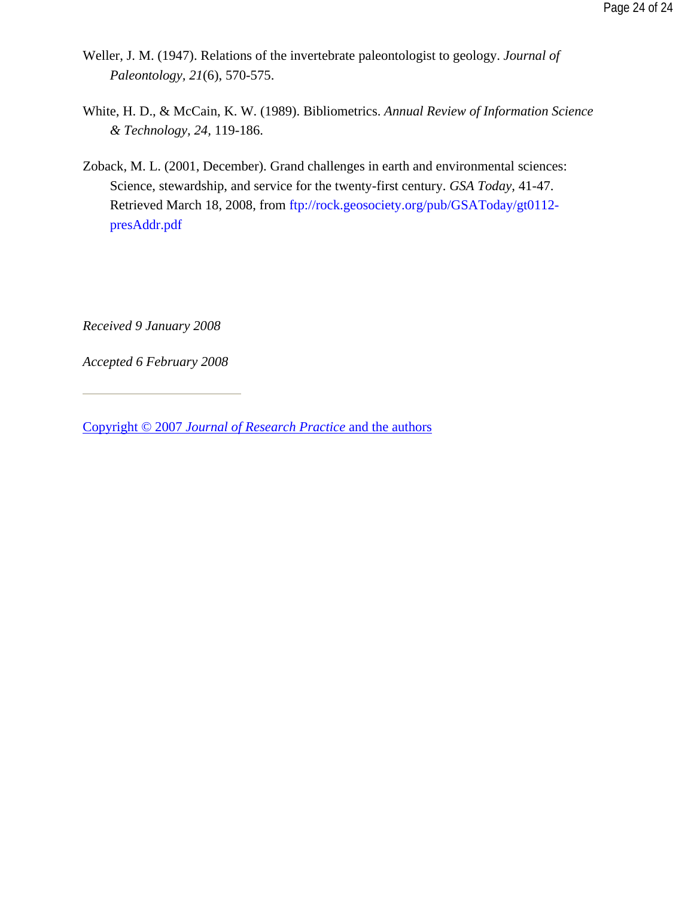Weller, J. M. (1947). Relations of the invertebrate paleontologist to geology. *Journal of Paleontology*, *21*(6), 570-575.

White, H. D., & McCain, K. W. (1989). Bibliometrics. *Annual Review of Information Science & Technology*, *24*, 119-186.

Zoback, M. L. (2001, December). Grand challenges in earth and environmental sciences: Science, stewardship, and service for the twenty-first century. *GSA Today*, 41-47. Retrieved March 18, 2008, from ftp://rock.geosociety.org/pub/GSAToday/gt0112-presAddr.pdf

*Received 9 January 2008*

*Accepted 6 February 2008*

---

Copyright © 2007 *Journal of Research Practice* and the authors